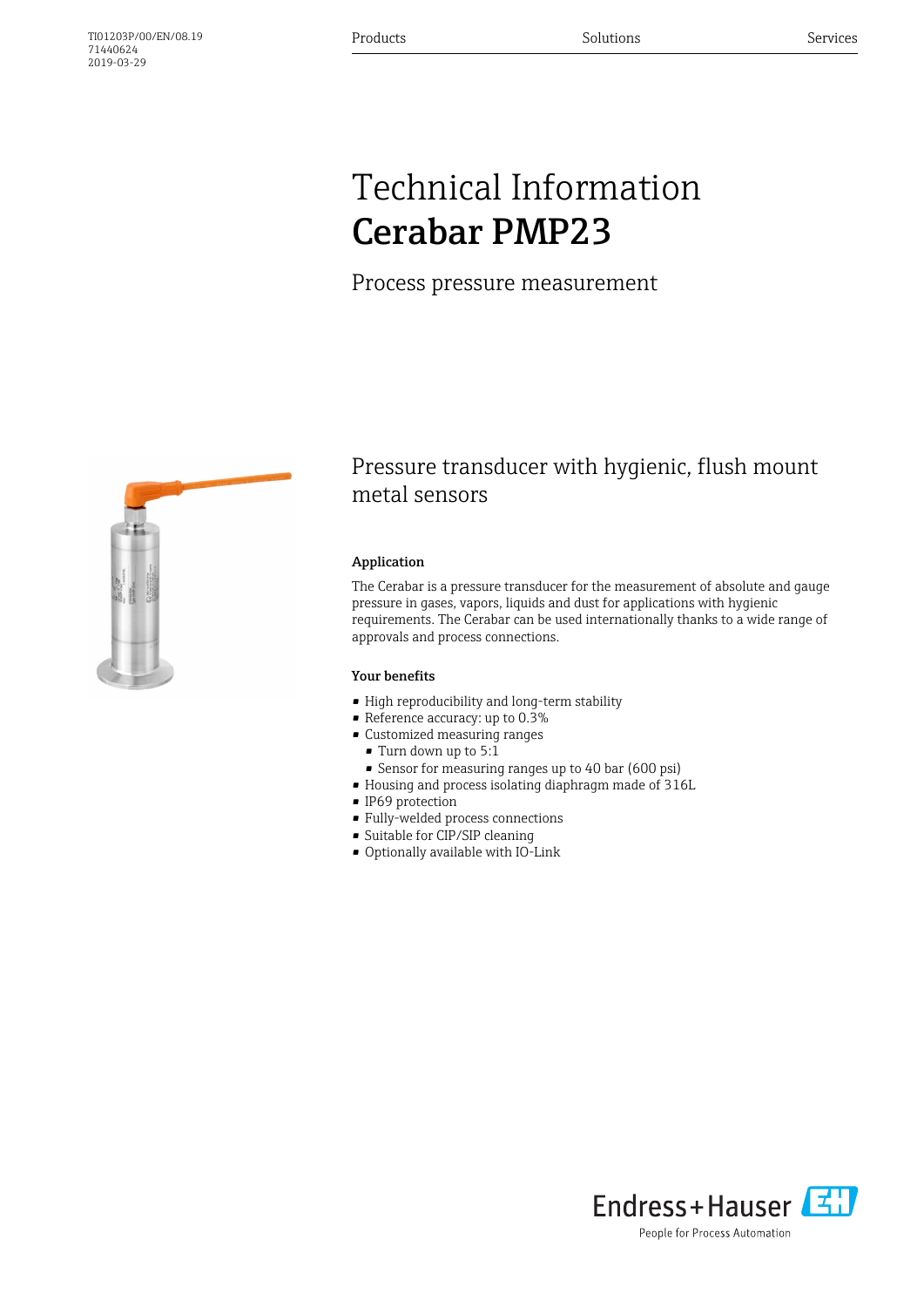TI01203P/00/EN/08.19
71440624
2019-03-29

# Technical Information
# **Cerabar PMP23**

Process pressure measurement

## Pressure transducer with hygienic, flush mount metal sensors

### Application

The Cerabar is a pressure transducer for the measurement of absolute and gauge pressure in gases, vapors, liquids and dust for applications with hygienic requirements. The Cerabar can be used internationally thanks to a wide range of approvals and process connections.

### Your benefits

- High reproducibility and long-term stability
- Reference accuracy: up to 0.3%
- Customized measuring ranges
  - Turn down up to 5:1
  - Sensor for measuring ranges up to 40 bar (600 psi)
- Housing and process isolating diaphragm made of 316L
- IP69 protection
- Fully-welded process connections
- Suitable for CIP/SIP cleaning
- Optionally available with IO-Link

Endress+Hauser
People for Process Automation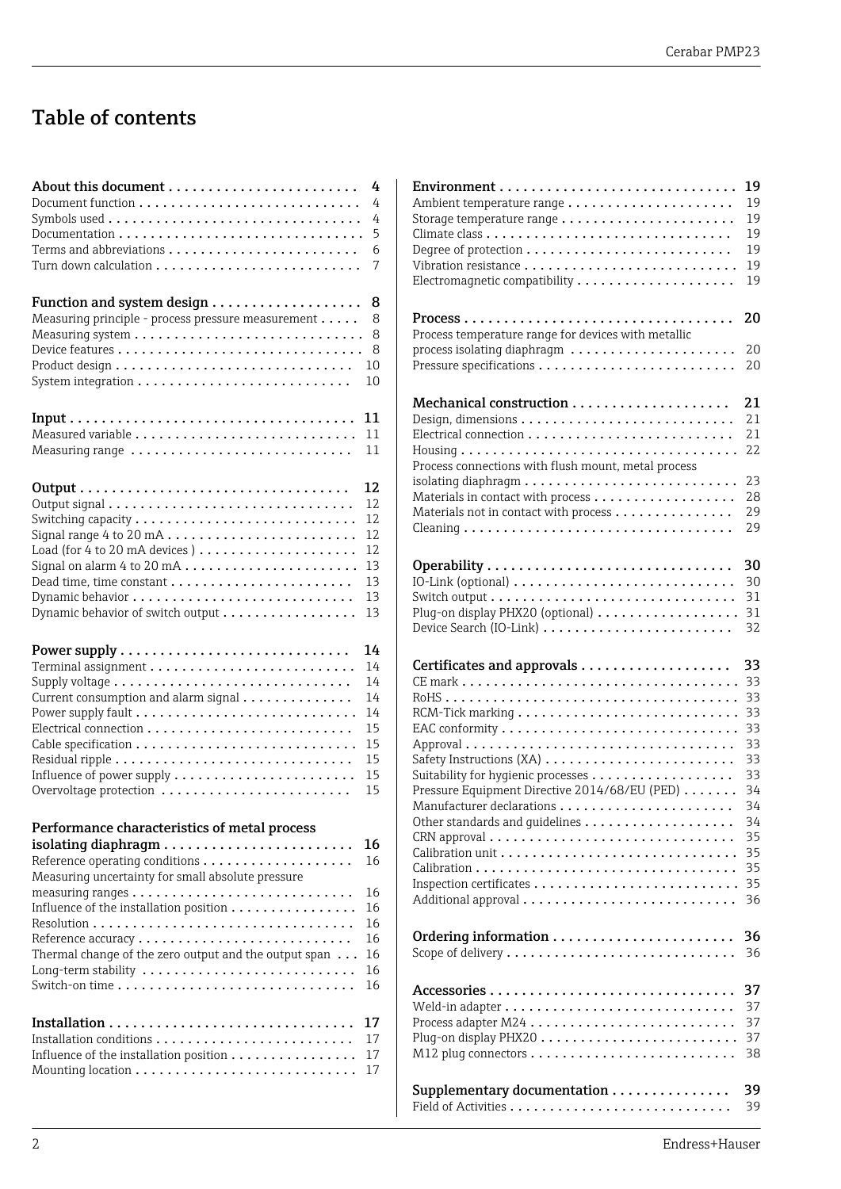# Table of contents

**About this document** . . . . . . . . . . . . . . . . . . . . . . . . **4**
Document function . . . . . . . . . . . . . . . . . . . . . . . . . . . . 4
Symbols used . . . . . . . . . . . . . . . . . . . . . . . . . . . . . . . 4
Documentation . . . . . . . . . . . . . . . . . . . . . . . . . . . . . . 5
Terms and abbreviations . . . . . . . . . . . . . . . . . . . . . . . 6
Turn down calculation . . . . . . . . . . . . . . . . . . . . . . . . . 7

**Function and system design** . . . . . . . . . . . . . . . . . . **8**
Measuring principle - process pressure measurement . . . . . 8
Measuring system . . . . . . . . . . . . . . . . . . . . . . . . . . . . 8
Device features . . . . . . . . . . . . . . . . . . . . . . . . . . . . . . 8
Product design . . . . . . . . . . . . . . . . . . . . . . . . . . . . . 10
System integration . . . . . . . . . . . . . . . . . . . . . . . . . . 10

**Input** . . . . . . . . . . . . . . . . . . . . . . . . . . . . . . . . . . **11**
Measured variable . . . . . . . . . . . . . . . . . . . . . . . . . . . 11
Measuring range . . . . . . . . . . . . . . . . . . . . . . . . . . . 11

**Output** . . . . . . . . . . . . . . . . . . . . . . . . . . . . . . . . . **12**
Output signal . . . . . . . . . . . . . . . . . . . . . . . . . . . . . . 12
Switching capacity . . . . . . . . . . . . . . . . . . . . . . . . . . . 12
Signal range 4 to 20 mA . . . . . . . . . . . . . . . . . . . . . . . 12
Load (for 4 to 20 mA devices ) . . . . . . . . . . . . . . . . . . . 12
Signal on alarm 4 to 20 mA . . . . . . . . . . . . . . . . . . . . . 13
Dead time, time constant . . . . . . . . . . . . . . . . . . . . . . 13
Dynamic behavior . . . . . . . . . . . . . . . . . . . . . . . . . . . 13
Dynamic behavior of switch output . . . . . . . . . . . . . . . . 13

**Power supply** . . . . . . . . . . . . . . . . . . . . . . . . . . . . **14**
Terminal assignment . . . . . . . . . . . . . . . . . . . . . . . . . 14
Supply voltage . . . . . . . . . . . . . . . . . . . . . . . . . . . . . 14
Current consumption and alarm signal . . . . . . . . . . . . . 14
Power supply fault . . . . . . . . . . . . . . . . . . . . . . . . . . . 14
Electrical connection . . . . . . . . . . . . . . . . . . . . . . . . . 15
Cable specification . . . . . . . . . . . . . . . . . . . . . . . . . . . 15
Residual ripple . . . . . . . . . . . . . . . . . . . . . . . . . . . . . 15
Influence of power supply . . . . . . . . . . . . . . . . . . . . . . 15
Overvoltage protection . . . . . . . . . . . . . . . . . . . . . . . 15

**Performance characteristics of metal process isolating diaphragm** . . . . . . . . . . . . . . . . . . . . . . . **16**
Reference operating conditions . . . . . . . . . . . . . . . . . . 16
Measuring uncertainty for small absolute pressure measuring ranges . . . . . . . . . . . . . . . . . . . . . . . . . . . 16
Influence of the installation position . . . . . . . . . . . . . . . 16
Resolution . . . . . . . . . . . . . . . . . . . . . . . . . . . . . . . . 16
Reference accuracy . . . . . . . . . . . . . . . . . . . . . . . . . . 16
Thermal change of the zero output and the output span . . . 16
Long-term stability . . . . . . . . . . . . . . . . . . . . . . . . . . 16
Switch-on time . . . . . . . . . . . . . . . . . . . . . . . . . . . . . 16

**Installation** . . . . . . . . . . . . . . . . . . . . . . . . . . . . . . **17**
Installation conditions . . . . . . . . . . . . . . . . . . . . . . . . 17
Influence of the installation position . . . . . . . . . . . . . . . 17
Mounting location . . . . . . . . . . . . . . . . . . . . . . . . . . . 17

**Environment** . . . . . . . . . . . . . . . . . . . . . . . . . . . . . **19**
Ambient temperature range . . . . . . . . . . . . . . . . . . . . 19
Storage temperature range . . . . . . . . . . . . . . . . . . . . . 19
Climate class . . . . . . . . . . . . . . . . . . . . . . . . . . . . . . 19
Degree of protection . . . . . . . . . . . . . . . . . . . . . . . . . 19
Vibration resistance . . . . . . . . . . . . . . . . . . . . . . . . . . 19
Electromagnetic compatibility . . . . . . . . . . . . . . . . . . . 19

**Process** . . . . . . . . . . . . . . . . . . . . . . . . . . . . . . . . . **20**
Process temperature range for devices with metallic process isolating diaphragm . . . . . . . . . . . . . . . . . . . . 20
Pressure specifications . . . . . . . . . . . . . . . . . . . . . . . . 20

**Mechanical construction** . . . . . . . . . . . . . . . . . . . . **21**
Design, dimensions . . . . . . . . . . . . . . . . . . . . . . . . . . 21
Electrical connection . . . . . . . . . . . . . . . . . . . . . . . . . 21
Housing . . . . . . . . . . . . . . . . . . . . . . . . . . . . . . . . . 22
Process connections with flush mount, metal process isolating diaphragm . . . . . . . . . . . . . . . . . . . . . . . . . . 23
Materials in contact with process . . . . . . . . . . . . . . . . . 28
Materials not in contact with process . . . . . . . . . . . . . . . 29
Cleaning . . . . . . . . . . . . . . . . . . . . . . . . . . . . . . . . . 29

**Operability** . . . . . . . . . . . . . . . . . . . . . . . . . . . . . . **30**
IO-Link (optional) . . . . . . . . . . . . . . . . . . . . . . . . . . . 30
Switch output . . . . . . . . . . . . . . . . . . . . . . . . . . . . . . 31
Plug-on display PHX20 (optional) . . . . . . . . . . . . . . . . . 31
Device Search (IO-Link) . . . . . . . . . . . . . . . . . . . . . . . 32

**Certificates and approvals** . . . . . . . . . . . . . . . . . . . **33**
CE mark . . . . . . . . . . . . . . . . . . . . . . . . . . . . . . . . . 33
RoHS . . . . . . . . . . . . . . . . . . . . . . . . . . . . . . . . . . . 33
RCM-Tick marking . . . . . . . . . . . . . . . . . . . . . . . . . . . 33
EAC conformity . . . . . . . . . . . . . . . . . . . . . . . . . . . . . 33
Approval . . . . . . . . . . . . . . . . . . . . . . . . . . . . . . . . . 33
Safety Instructions (XA) . . . . . . . . . . . . . . . . . . . . . . . 33
Suitability for hygienic processes . . . . . . . . . . . . . . . . . 33
Pressure Equipment Directive 2014/68/EU (PED) . . . . . . . 34
Manufacturer declarations . . . . . . . . . . . . . . . . . . . . . . 34
Other standards and guidelines . . . . . . . . . . . . . . . . . . 34
CRN approval . . . . . . . . . . . . . . . . . . . . . . . . . . . . . . 35
Calibration unit . . . . . . . . . . . . . . . . . . . . . . . . . . . . . 35
Calibration . . . . . . . . . . . . . . . . . . . . . . . . . . . . . . . . 35
Inspection certificates . . . . . . . . . . . . . . . . . . . . . . . . . 35
Additional approval . . . . . . . . . . . . . . . . . . . . . . . . . . 36

**Ordering information** . . . . . . . . . . . . . . . . . . . . . . . **36**
Scope of delivery . . . . . . . . . . . . . . . . . . . . . . . . . . . . 36

**Accessories** . . . . . . . . . . . . . . . . . . . . . . . . . . . . . . **37**
Weld-in adapter . . . . . . . . . . . . . . . . . . . . . . . . . . . . . 37
Process adapter M24 . . . . . . . . . . . . . . . . . . . . . . . . . . 37
Plug-on display PHX20 . . . . . . . . . . . . . . . . . . . . . . . . 37
M12 plug connectors . . . . . . . . . . . . . . . . . . . . . . . . . . 38

**Supplementary documentation** . . . . . . . . . . . . . . . **39**
Field of Activities . . . . . . . . . . . . . . . . . . . . . . . . . . . . 39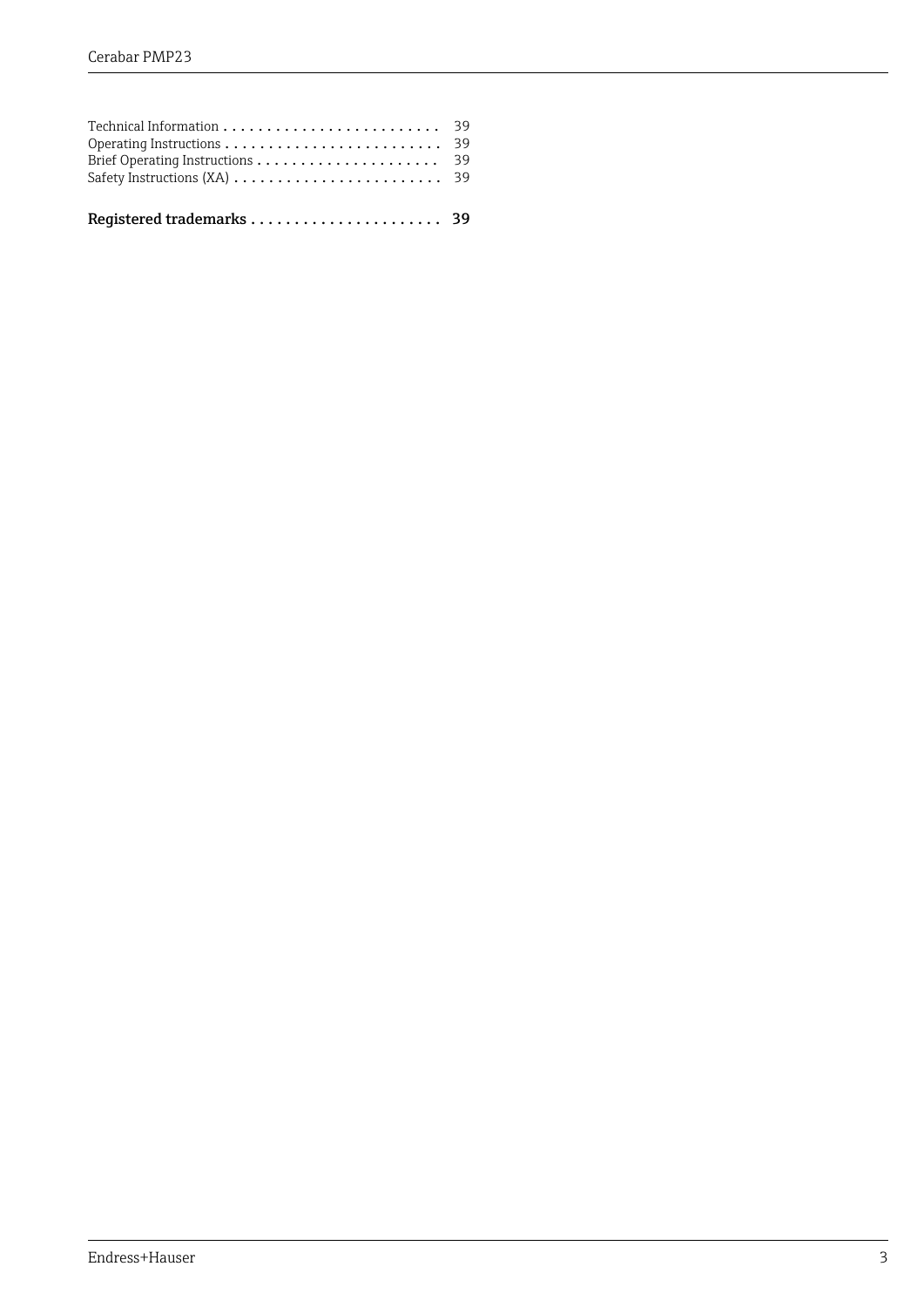Technical Information . . . . . . . . . . . . . . . . . . . . . . . . . 39
Operating Instructions . . . . . . . . . . . . . . . . . . . . . . . . . 39
Brief Operating Instructions . . . . . . . . . . . . . . . . . . . . . 39
Safety Instructions (XA) . . . . . . . . . . . . . . . . . . . . . . . . 39

**Registered trademarks . . . . . . . . . . . . . . . . . . . . . . 39**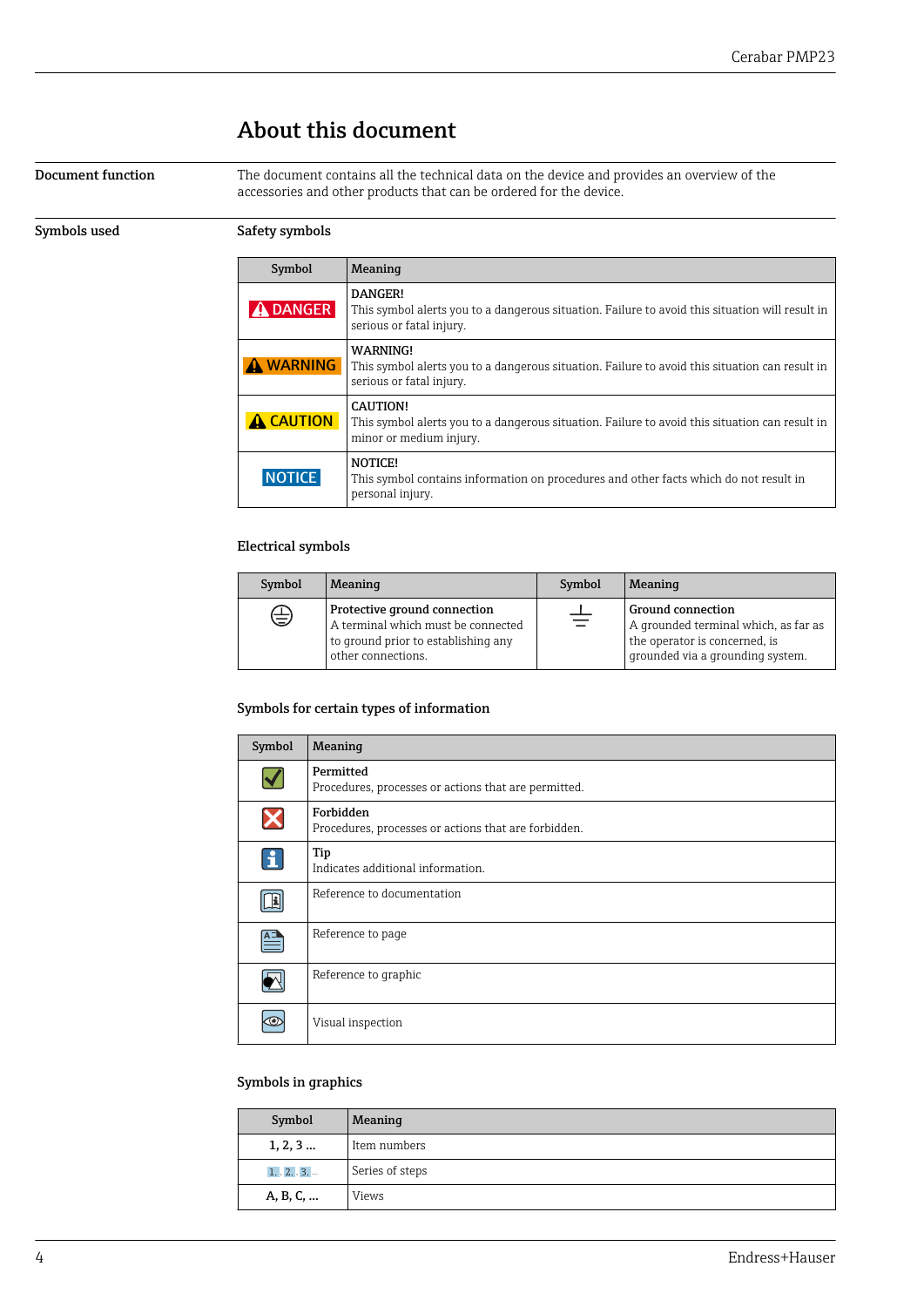# About this document

**Document function**

The document contains all the technical data on the device and provides an overview of the accessories and other products that can be ordered for the device.

**Symbols used**

## Safety symbols

| Symbol | Meaning |
|---|---|
| DANGER | DANGER!<br>This symbol alerts you to a dangerous situation. Failure to avoid this situation will result in serious or fatal injury. |
| WARNING | WARNING!<br>This symbol alerts you to a dangerous situation. Failure to avoid this situation can result in serious or fatal injury. |
| CAUTION | CAUTION!<br>This symbol alerts you to a dangerous situation. Failure to avoid this situation can result in minor or medium injury. |
| NOTICE | NOTICE!<br>This symbol contains information on procedures and other facts which do not result in personal injury. |

## Electrical symbols

| Symbol | Meaning | Symbol | Meaning |
|---|---|---|---|
| ⊜ | **Protective ground connection**<br>A terminal which must be connected to ground prior to establishing any other connections. | ⏚ | **Ground connection**<br>A grounded terminal which, as far as the operator is concerned, is grounded via a grounding system. |

## Symbols for certain types of information

| Symbol | Meaning |
|---|---|
| ✓ | **Permitted**<br>Procedures, processes or actions that are permitted. |
| ✗ | **Forbidden**<br>Procedures, processes or actions that are forbidden. |
| i | **Tip**<br>Indicates additional information. |
| | Reference to documentation |
| | Reference to page |
| | Reference to graphic |
| | Visual inspection |

## Symbols in graphics

| Symbol | Meaning |
|---|---|
| **1, 2, 3 ...** | Item numbers |
| 1., 2., 3.… | Series of steps |
| **A, B, C, ...** | Views |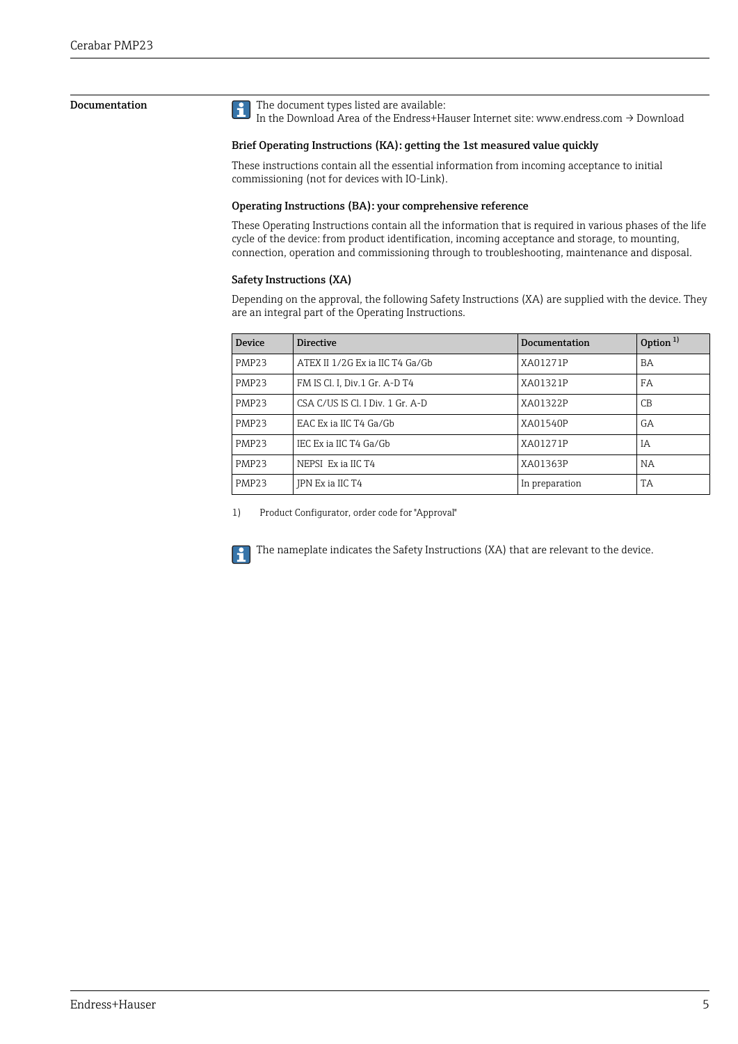## Documentation

The document types listed are available:
In the Download Area of the Endress+Hauser Internet site: www.endress.com → Download

### Brief Operating Instructions (KA): getting the 1st measured value quickly

These instructions contain all the essential information from incoming acceptance to initial commissioning (not for devices with IO-Link).

### Operating Instructions (BA): your comprehensive reference

These Operating Instructions contain all the information that is required in various phases of the life cycle of the device: from product identification, incoming acceptance and storage, to mounting, connection, operation and commissioning through to troubleshooting, maintenance and disposal.

### Safety Instructions (XA)

Depending on the approval, the following Safety Instructions (XA) are supplied with the device. They are an integral part of the Operating Instructions.

| Device | Directive | Documentation | Option [1] |
| --- | --- | --- | --- |
| PMP23 | ATEX II 1/2G Ex ia IIC T4 Ga/Gb | XA01271P | BA |
| PMP23 | FM IS Cl. I, Div.1 Gr. A-D T4 | XA01321P | FA |
| PMP23 | CSA C/US IS Cl. I Div. 1 Gr. A-D | XA01322P | CB |
| PMP23 | EAC Ex ia IIC T4 Ga/Gb | XA01540P | GA |
| PMP23 | IEC Ex ia IIC T4 Ga/Gb | XA01271P | IA |
| PMP23 | NEPSI Ex ia IIC T4 | XA01363P | NA |
| PMP23 | JPN Ex ia IIC T4 | In preparation | TA |

1) Product Configurator, order code for "Approval"

The nameplate indicates the Safety Instructions (XA) that are relevant to the device.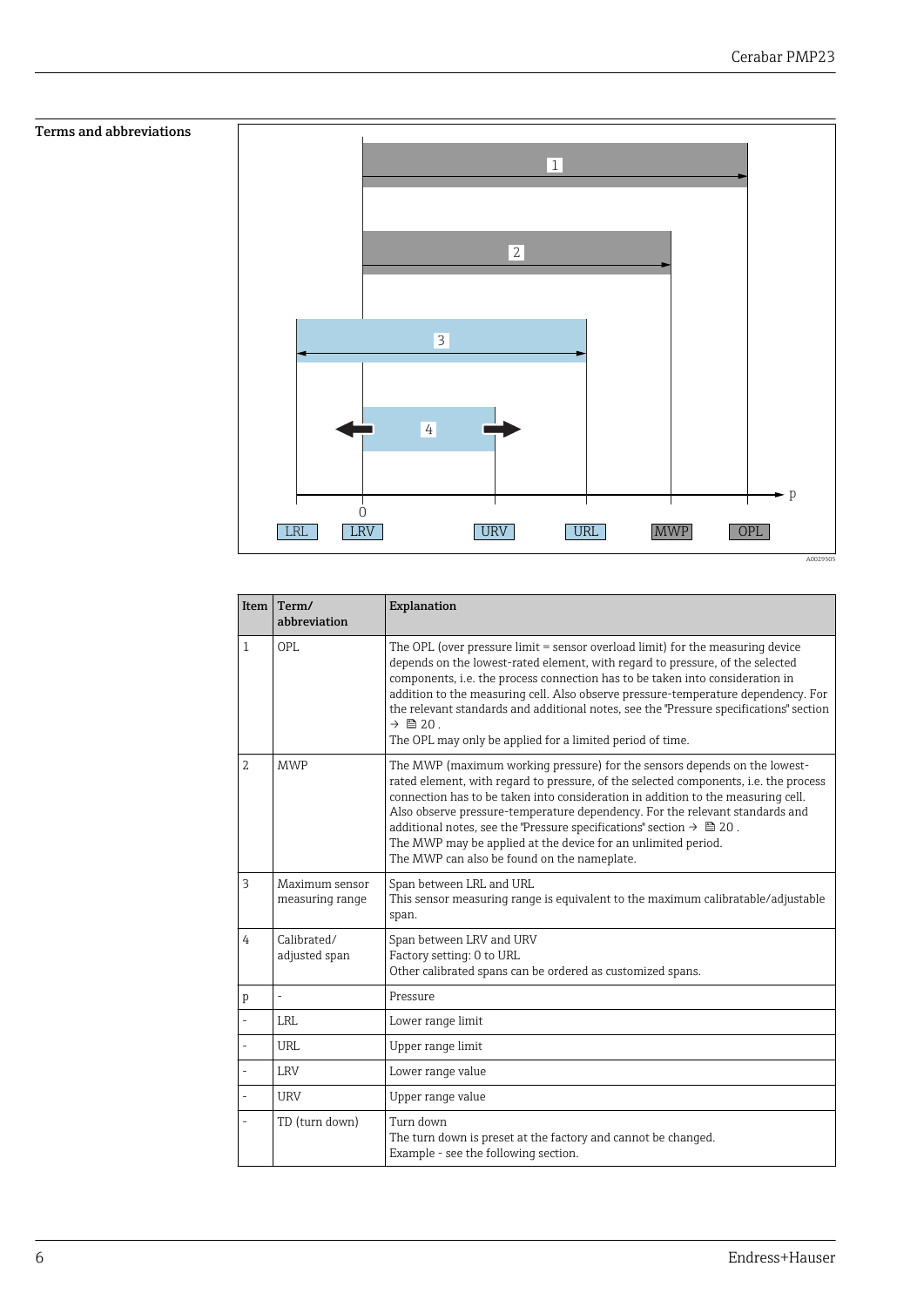## Terms and abbreviations

| Item | Term/ abbreviation | Explanation |
|---|---|---|
| 1 | OPL | The OPL (over pressure limit = sensor overload limit) for the measuring device depends on the lowest-rated element, with regard to pressure, of the selected components, i.e. the process connection has to be taken into consideration in addition to the measuring cell. Also observe pressure-temperature dependency. For the relevant standards and additional notes, see the "Pressure specifications" section → 🖹 20 .<br>The OPL may only be applied for a limited period of time. |
| 2 | MWP | The MWP (maximum working pressure) for the sensors depends on the lowest-rated element, with regard to pressure, of the selected components, i.e. the process connection has to be taken into consideration in addition to the measuring cell. Also observe pressure-temperature dependency. For the relevant standards and additional notes, see the "Pressure specifications" section → 🖹 20 .<br>The MWP may be applied at the device for an unlimited period.<br>The MWP can also be found on the nameplate. |
| 3 | Maximum sensor measuring range | Span between LRL and URL<br>This sensor measuring range is equivalent to the maximum calibratable/adjustable span. |
| 4 | Calibrated/ adjusted span | Span between LRV and URV<br>Factory setting: 0 to URL<br>Other calibrated spans can be ordered as customized spans. |
| p | - | Pressure |
| - | LRL | Lower range limit |
| - | URL | Upper range limit |
| - | LRV | Lower range value |
| - | URV | Upper range value |
| - | TD (turn down) | Turn down<br>The turn down is preset at the factory and cannot be changed.<br>Example - see the following section. |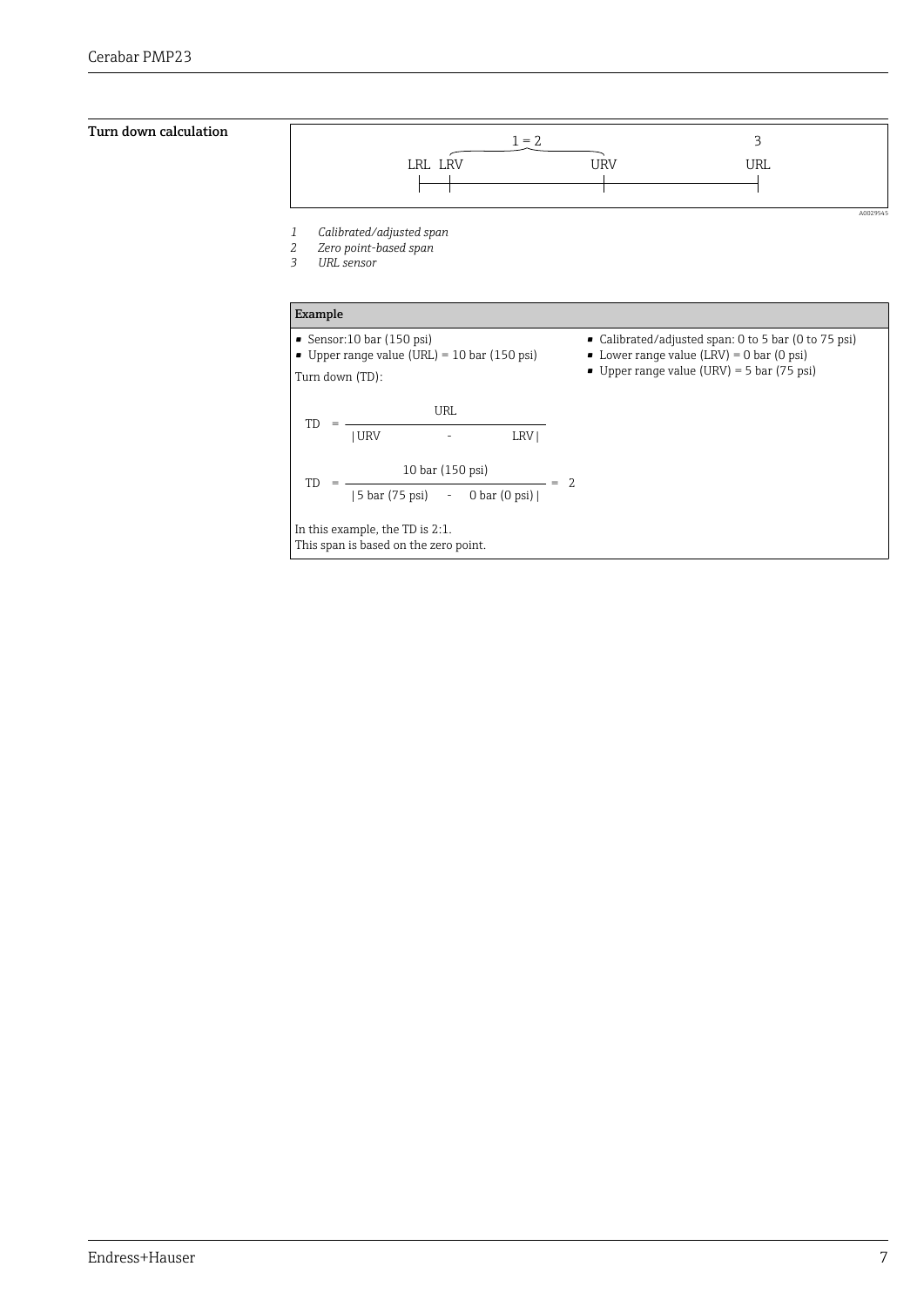### Turn down calculation

LRL LRV — 1 = 2 — URV — 3 — URL

A0029545

*1 Calibrated/adjusted span*
*2 Zero point-based span*
*3 URL sensor*

**Example**

- Sensor:10 bar (150 psi)
- Upper range value (URL) = 10 bar (150 psi)

Turn down (TD):

$$TD = \frac{URL}{|URV - LRV|}$$

$$TD = \frac{10 \text{ bar } (150 \text{ psi})}{|5 \text{ bar } (75 \text{ psi}) - 0 \text{ bar } (0 \text{ psi})|} = 2$$

In this example, the TD is 2:1.
This span is based on the zero point.

- Calibrated/adjusted span: 0 to 5 bar (0 to 75 psi)
- Lower range value (LRV) = 0 bar (0 psi)
- Upper range value (URV) = 5 bar (75 psi)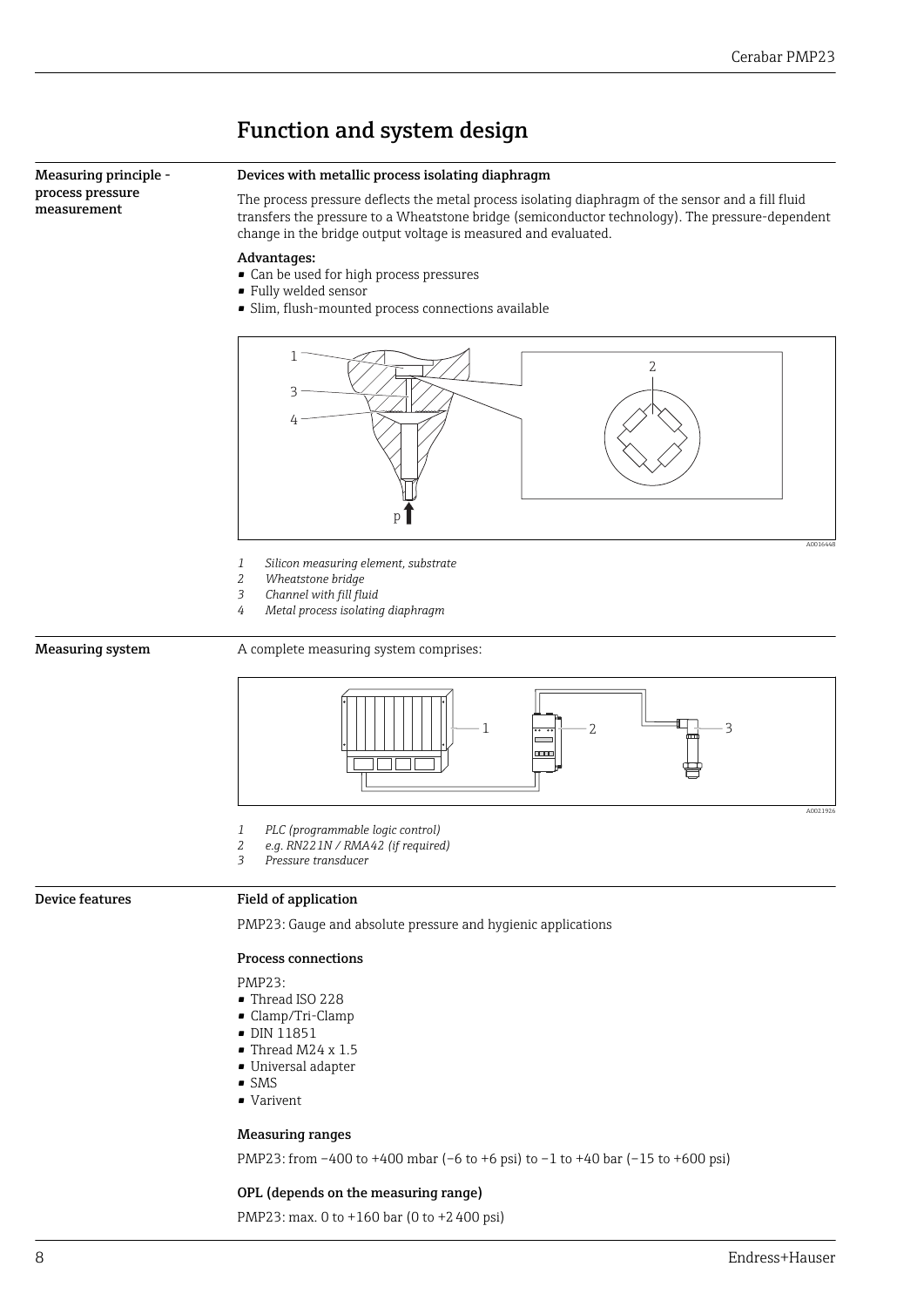# Function and system design

## Measuring principle - process pressure measurement

### Devices with metallic process isolating diaphragm

The process pressure deflects the metal process isolating diaphragm of the sensor and a fill fluid transfers the pressure to a Wheatstone bridge (semiconductor technology). The pressure-dependent change in the bridge output voltage is measured and evaluated.

**Advantages:**
- Can be used for high process pressures
- Fully welded sensor
- Slim, flush-mounted process connections available

*1 Silicon measuring element, substrate*
*2 Wheatstone bridge*
*3 Channel with fill fluid*
*4 Metal process isolating diaphragm*

## Measuring system

A complete measuring system comprises:

*1 PLC (programmable logic control)*
*2 e.g. RN221N / RMA42 (if required)*
*3 Pressure transducer*

## Device features

### Field of application

PMP23: Gauge and absolute pressure and hygienic applications

### Process connections

PMP23:
- Thread ISO 228
- Clamp/Tri-Clamp
- DIN 11851
- Thread M24 x 1.5
- Universal adapter
- SMS
- Varivent

### Measuring ranges

PMP23: from −400 to +400 mbar (−6 to +6 psi) to −1 to +40 bar (−15 to +600 psi)

### OPL (depends on the measuring range)

PMP23: max. 0 to +160 bar (0 to +2 400 psi)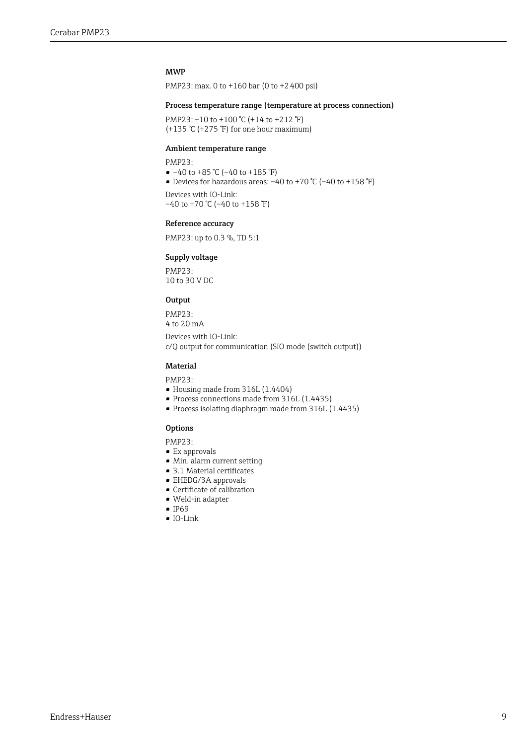### MWP

PMP23: max. 0 to +160 bar (0 to +2 400 psi)

### Process temperature range (temperature at process connection)

PMP23: –10 to +100 °C (+14 to +212 °F)
(+135 °C (+275 °F) for one hour maximum)

### Ambient temperature range

PMP23:
- –40 to +85 °C (–40 to +185 °F)
- Devices for hazardous areas: –40 to +70 °C (–40 to +158 °F)

Devices with IO-Link:
–40 to +70 °C (–40 to +158 °F)

### Reference accuracy

PMP23: up to 0.3 %, TD 5:1

### Supply voltage

PMP23:
10 to 30 V DC

### Output

PMP23:
4 to 20 mA

Devices with IO-Link:
c/Q output for communication (SIO mode (switch output))

### Material

PMP23:
- Housing made from 316L (1.4404)
- Process connections made from 316L (1.4435)
- Process isolating diaphragm made from 316L (1.4435)

### Options

PMP23:
- Ex approvals
- Min. alarm current setting
- 3.1 Material certificates
- EHEDG/3A approvals
- Certificate of calibration
- Weld-in adapter
- IP69
- IO-Link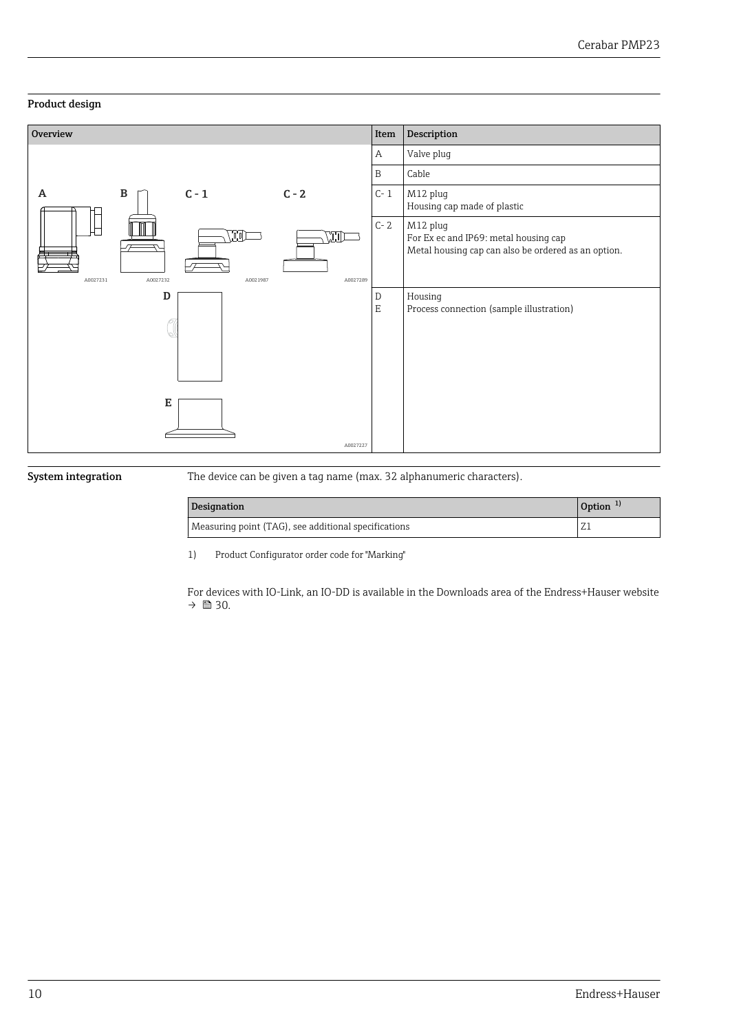## Product design

| Overview | Item | Description |
|---|---|---|
| | A | Valve plug |
| | B | Cable |
| | C- 1 | M12 plug<br>Housing cap made of plastic |
| | C- 2 | M12 plug<br>For Ex ec and IP69: metal housing cap<br>Metal housing cap can also be ordered as an option. |
| | D<br>E | Housing<br>Process connection (sample illustration) |

## System integration

The device can be given a tag name (max. 32 alphanumeric characters).

| Designation | Option [1] |
|---|---|
| Measuring point (TAG), see additional specifications | Z1 |

1) Product Configurator order code for "Marking"

For devices with IO-Link, an IO-DD is available in the Downloads area of the Endress+Hauser website → 🗎 30.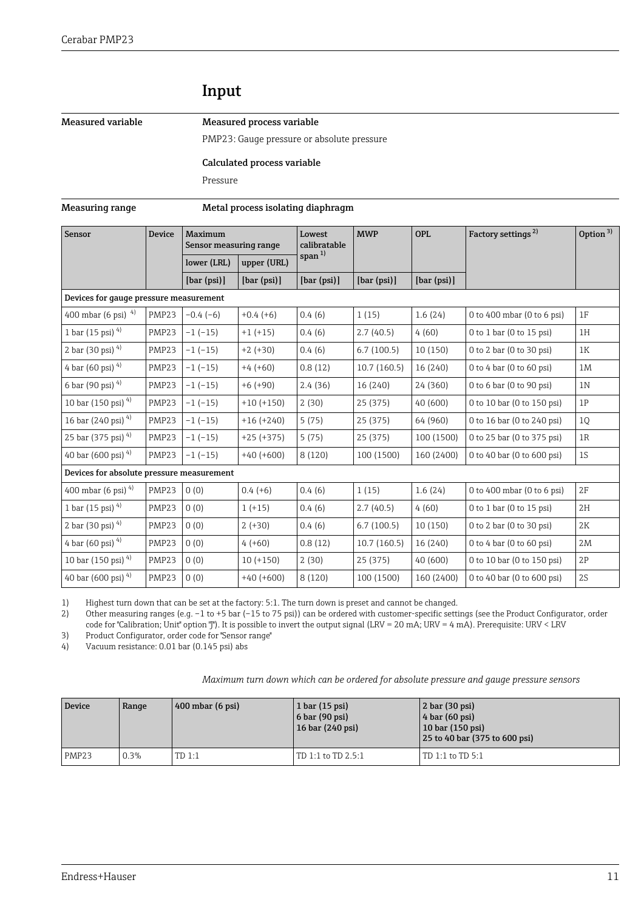# Input

## Measured variable

**Measured process variable**

PMP23: Gauge pressure or absolute pressure

**Calculated process variable**

Pressure

## Measuring range

**Metal process isolating diaphragm**

| Sensor | Device | Maximum Sensor measuring range | | Lowest calibratable span [1] | MWP | OPL | Factory settings [2] | Option [3] |
|---|---|---|---|---|---|---|---|---|
| | | lower (LRL) | upper (URL) | | | | | |
| | | [bar (psi)] | [bar (psi)] | [bar (psi)] | [bar (psi)] | [bar (psi)] | | |
| **Devices for gauge pressure measurement** | | | | | | | | |
| 400 mbar (6 psi) [4] | PMP23 | −0.4 (−6) | +0.4 (+6) | 0.4 (6) | 1 (15) | 1.6 (24) | 0 to 400 mbar (0 to 6 psi) | 1F |
| 1 bar (15 psi) [4] | PMP23 | −1 (−15) | +1 (+15) | 0.4 (6) | 2.7 (40.5) | 4 (60) | 0 to 1 bar (0 to 15 psi) | 1H |
| 2 bar (30 psi) [4] | PMP23 | −1 (−15) | +2 (+30) | 0.4 (6) | 6.7 (100.5) | 10 (150) | 0 to 2 bar (0 to 30 psi) | 1K |
| 4 bar (60 psi) [4] | PMP23 | −1 (−15) | +4 (+60) | 0.8 (12) | 10.7 (160.5) | 16 (240) | 0 to 4 bar (0 to 60 psi) | 1M |
| 6 bar (90 psi) [4] | PMP23 | −1 (−15) | +6 (+90) | 2.4 (36) | 16 (240) | 24 (360) | 0 to 6 bar (0 to 90 psi) | 1N |
| 10 bar (150 psi) [4] | PMP23 | −1 (−15) | +10 (+150) | 2 (30) | 25 (375) | 40 (600) | 0 to 10 bar (0 to 150 psi) | 1P |
| 16 bar (240 psi) [4] | PMP23 | −1 (−15) | +16 (+240) | 5 (75) | 25 (375) | 64 (960) | 0 to 16 bar (0 to 240 psi) | 1Q |
| 25 bar (375 psi) [4] | PMP23 | −1 (−15) | +25 (+375) | 5 (75) | 25 (375) | 100 (1500) | 0 to 25 bar (0 to 375 psi) | 1R |
| 40 bar (600 psi) [4] | PMP23 | −1 (−15) | +40 (+600) | 8 (120) | 100 (1500) | 160 (2400) | 0 to 40 bar (0 to 600 psi) | 1S |
| **Devices for absolute pressure measurement** | | | | | | | | |
| 400 mbar (6 psi) [4] | PMP23 | 0 (0) | 0.4 (+6) | 0.4 (6) | 1 (15) | 1.6 (24) | 0 to 400 mbar (0 to 6 psi) | 2F |
| 1 bar (15 psi) [4] | PMP23 | 0 (0) | 1 (+15) | 0.4 (6) | 2.7 (40.5) | 4 (60) | 0 to 1 bar (0 to 15 psi) | 2H |
| 2 bar (30 psi) [4] | PMP23 | 0 (0) | 2 (+30) | 0.4 (6) | 6.7 (100.5) | 10 (150) | 0 to 2 bar (0 to 30 psi) | 2K |
| 4 bar (60 psi) [4] | PMP23 | 0 (0) | 4 (+60) | 0.8 (12) | 10.7 (160.5) | 16 (240) | 0 to 4 bar (0 to 60 psi) | 2M |
| 10 bar (150 psi) [4] | PMP23 | 0 (0) | 10 (+150) | 2 (30) | 25 (375) | 40 (600) | 0 to 10 bar (0 to 150 psi) | 2P |
| 40 bar (600 psi) [4] | PMP23 | 0 (0) | +40 (+600) | 8 (120) | 100 (1500) | 160 (2400) | 0 to 40 bar (0 to 600 psi) | 2S |

1) Highest turn down that can be set at the factory: 5:1. The turn down is preset and cannot be changed.
2) Other measuring ranges (e.g. −1 to +5 bar (−15 to 75 psi)) can be ordered with customer-specific settings (see the Product Configurator, order code for "Calibration; Unit" option "J"). It is possible to invert the output signal (LRV = 20 mA; URV = 4 mA). Prerequisite: URV < LRV
3) Product Configurator, order code for "Sensor range"
4) Vacuum resistance: 0.01 bar (0.145 psi) abs

*Maximum turn down which can be ordered for absolute pressure and gauge pressure sensors*

| Device | Range | 400 mbar (6 psi) | 1 bar (15 psi)<br>6 bar (90 psi)<br>16 bar (240 psi) | 2 bar (30 psi)<br>4 bar (60 psi)<br>10 bar (150 psi)<br>25 to 40 bar (375 to 600 psi) |
|---|---|---|---|---|
| PMP23 | 0.3% | TD 1:1 | TD 1:1 to TD 2.5:1 | TD 1:1 to TD 5:1 |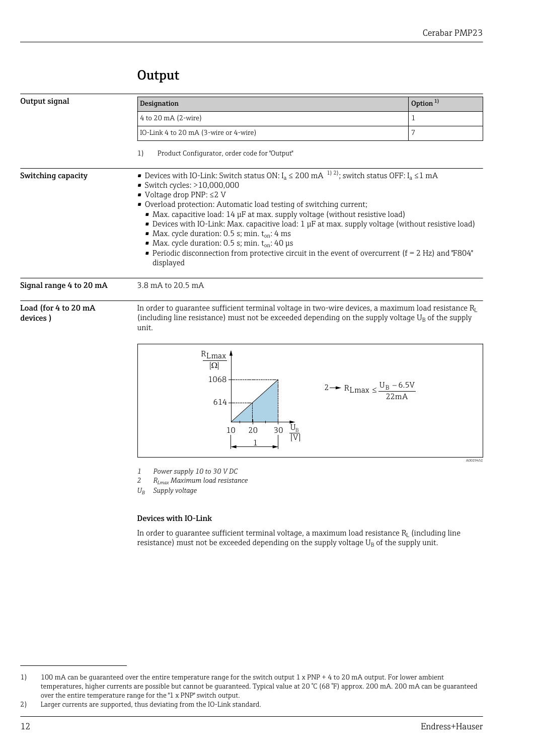# Output

**Output signal**

| Designation | Option [1] |
|---|---|
| 4 to 20 mA (2-wire) | 1 |
| IO-Link 4 to 20 mA (3-wire or 4-wire) | 7 |

1) Product Configurator, order code for "Output"

**Switching capacity**

- Devices with IO-Link: Switch status ON: $I_a \leq 200$ mA [1] [2]; switch status OFF: $I_a \leq 1$ mA
- Switch cycles: >10,000,000
- Voltage drop PNP: ≤2 V
- Overload protection: Automatic load testing of switching current;
  - Max. capacitive load: 14 µF at max. supply voltage (without resistive load)
  - Devices with IO-Link: Max. capacitive load: 1 µF at max. supply voltage (without resistive load)
  - Max. cycle duration: 0.5 s; min. $t_{on}$: 4 ms
  - Max. cycle duration: 0.5 s; min. $t_{on}$: 40 µs
  - Periodic disconnection from protective circuit in the event of overcurrent (f = 2 Hz) and "F804" displayed

**Signal range 4 to 20 mA**

3.8 mA to 20.5 mA

**Load (for 4 to 20 mA devices )**

In order to guarantee sufficient terminal voltage in two-wire devices, a maximum load resistance $R_L$ (including line resistance) must not be exceeded depending on the supply voltage $U_B$ of the supply unit.

$$R_{Lmax} \leq \frac{U_B - 6.5V}{22mA}$$

A0029452

*1 Power supply 10 to 30 V DC*
*2 $R_{Lmax}$ Maximum load resistance*
*$U_B$ Supply voltage*

#### Devices with IO-Link

In order to guarantee sufficient terminal voltage, a maximum load resistance $R_L$ (including line resistance) must not be exceeded depending on the supply voltage $U_B$ of the supply unit.

---

1) 100 mA can be guaranteed over the entire temperature range for the switch output 1 x PNP + 4 to 20 mA output. For lower ambient temperatures, higher currents are possible but cannot be guaranteed. Typical value at 20 °C (68 °F) approx. 200 mA. 200 mA can be guaranteed over the entire temperature range for the "1 x PNP" switch output.

2) Larger currents are supported, thus deviating from the IO-Link standard.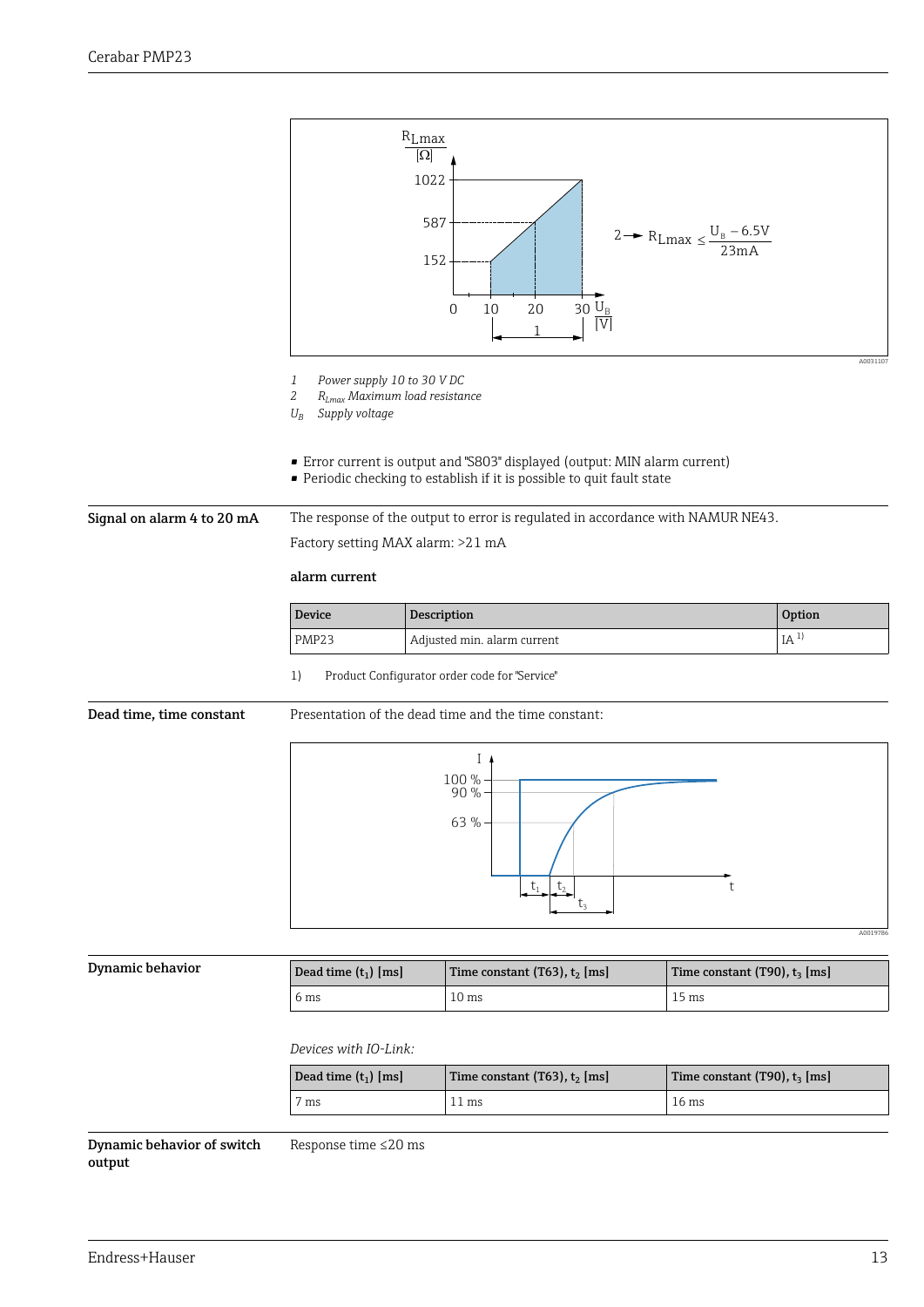1 Power supply 10 to 30 V DC

2 $R_{Lmax}$ Maximum load resistance

$U_B$ Supply voltage

$$R_{Lmax} \leq \frac{U_B - 6.5V}{23mA}$$

- Error current is output and "S803" displayed (output: MIN alarm current)
- Periodic checking to establish if it is possible to quit fault state

## Signal on alarm 4 to 20 mA

The response of the output to error is regulated in accordance with NAMUR NE43.

Factory setting MAX alarm: >21 mA

**alarm current**

| Device | Description | Option |
|---|---|---|
| PMP23 | Adjusted min. alarm current | IA [1] |

1) Product Configurator order code for "Service"

## Dead time, time constant

Presentation of the dead time and the time constant:

## Dynamic behavior

| Dead time ($t_1$) [ms] | Time constant (T63), $t_2$ [ms] | Time constant (T90), $t_3$ [ms] |
|---|---|---|
| 6 ms | 10 ms | 15 ms |

*Devices with IO-Link:*

| Dead time ($t_1$) [ms] | Time constant (T63), $t_2$ [ms] | Time constant (T90), $t_3$ [ms] |
|---|---|---|
| 7 ms | 11 ms | 16 ms |

## Dynamic behavior of switch output

Response time ≤20 ms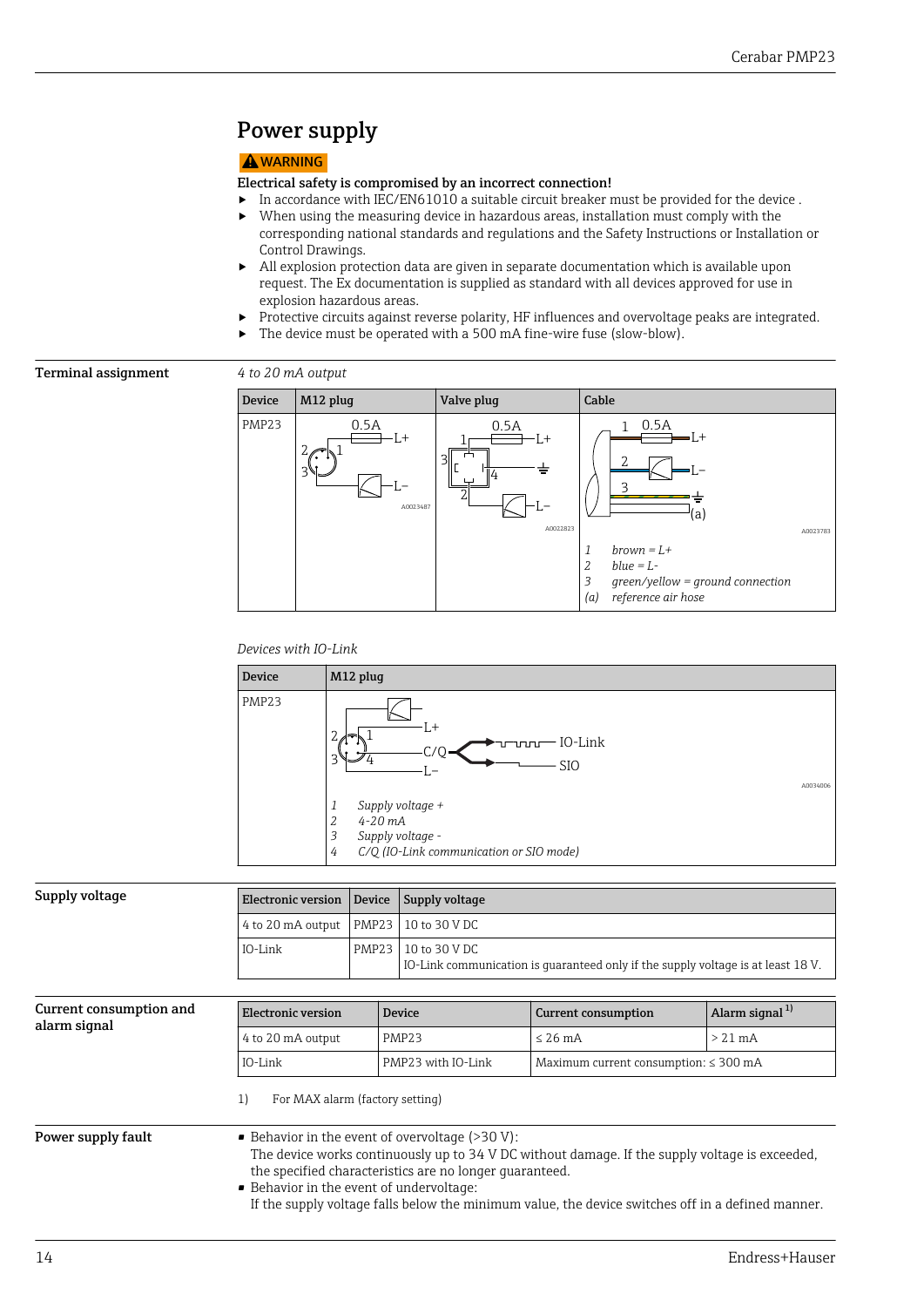# Power supply

**⚠ WARNING**

**Electrical safety is compromised by an incorrect connection!**

- In accordance with IEC/EN61010 a suitable circuit breaker must be provided for the device .
- When using the measuring device in hazardous areas, installation must comply with the corresponding national standards and regulations and the Safety Instructions or Installation or Control Drawings.
- All explosion protection data are given in separate documentation which is available upon request. The Ex documentation is supplied as standard with all devices approved for use in explosion hazardous areas.
- Protective circuits against reverse polarity, HF influences and overvoltage peaks are integrated.
- The device must be operated with a 500 mA fine-wire fuse (slow-blow).

## Terminal assignment

*4 to 20 mA output*

| Device | M12 plug | Valve plug | Cable |
|---|---|---|---|
| PMP23 | 0.5A, 1 L+, 2, 3, L– (A0023487) | 0.5A, 1 L+, 3, 4 ⏚, 2 L– (A0022823) | 1 0.5A L+, 2 L–, 3 ⏚, (a) (A0023783)<br>*1 brown = L+*<br>*2 blue = L-*<br>*3 green/yellow = ground connection*<br>*(a) reference air hose* |

*Devices with IO-Link*

| Device | M12 plug |
|---|---|
| PMP23 | L+, C/Q, L–, IO-Link, SIO (A0034006)<br>*1 Supply voltage +*<br>*2 4-20 mA*<br>*3 Supply voltage -*<br>*4 C/Q (IO-Link communication or SIO mode)* |

## Supply voltage

| Electronic version | Device | Supply voltage |
|---|---|---|
| 4 to 20 mA output | PMP23 | 10 to 30 V DC |
| IO-Link | PMP23 | 10 to 30 V DC<br>IO-Link communication is guaranteed only if the supply voltage is at least 18 V. |

## Current consumption and alarm signal

| Electronic version | Device | Current consumption | Alarm signal [1] |
|---|---|---|---|
| 4 to 20 mA output | PMP23 | ≤ 26 mA | > 21 mA |
| IO-Link | PMP23 with IO-Link | Maximum current consumption: ≤ 300 mA | |

1) For MAX alarm (factory setting)

## Power supply fault

- Behavior in the event of overvoltage (>30 V):
  The device works continuously up to 34 V DC without damage. If the supply voltage is exceeded, the specified characteristics are no longer guaranteed.
- Behavior in the event of undervoltage:
  If the supply voltage falls below the minimum value, the device switches off in a defined manner.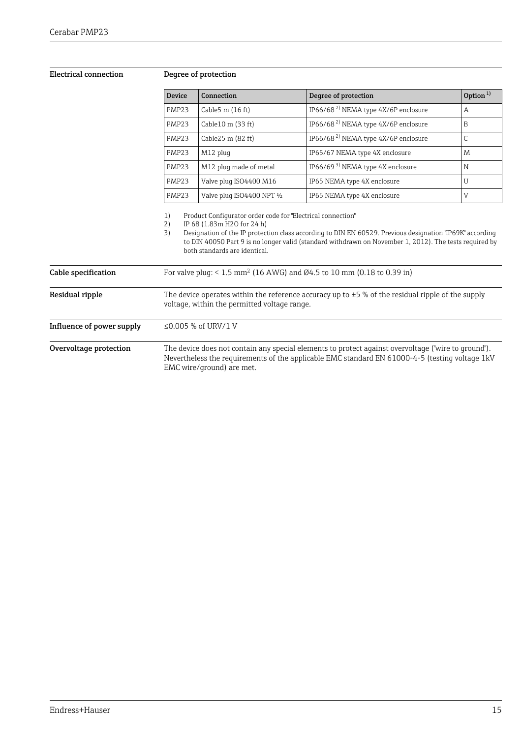## Electrical connection

### Degree of protection

| Device | Connection | Degree of protection | Option [1] |
|---|---|---|---|
| PMP23 | Cable5 m (16 ft) | IP66/68 [2] NEMA type 4X/6P enclosure | A |
| PMP23 | Cable10 m (33 ft) | IP66/68 [2] NEMA type 4X/6P enclosure | B |
| PMP23 | Cable25 m (82 ft) | IP66/68 [2] NEMA type 4X/6P enclosure | C |
| PMP23 | M12 plug | IP65/67 NEMA type 4X enclosure | M |
| PMP23 | M12 plug made of metal | IP66/69 [3] NEMA type 4X enclosure | N |
| PMP23 | Valve plug ISO4400 M16 | IP65 NEMA type 4X enclosure | U |
| PMP23 | Valve plug ISO4400 NPT ½ | IP65 NEMA type 4X enclosure | V |

1) Product Configurator order code for "Electrical connection"
2) IP 68 (1.83m H2O for 24 h)
3) Designation of the IP protection class according to DIN EN 60529. Previous designation "IP69K" according to DIN 40050 Part 9 is no longer valid (standard withdrawn on November 1, 2012). The tests required by both standards are identical.

## Cable specification

For valve plug: < 1.5 mm² (16 AWG) and Ø4.5 to 10 mm (0.18 to 0.39 in)

## Residual ripple

The device operates within the reference accuracy up to ±5 % of the residual ripple of the supply voltage, within the permitted voltage range.

## Influence of power supply

≤0.005 % of URV/1 V

## Overvoltage protection

The device does not contain any special elements to protect against overvoltage ("wire to ground"). Nevertheless the requirements of the applicable EMC standard EN 61000-4-5 (testing voltage 1kV EMC wire/ground) are met.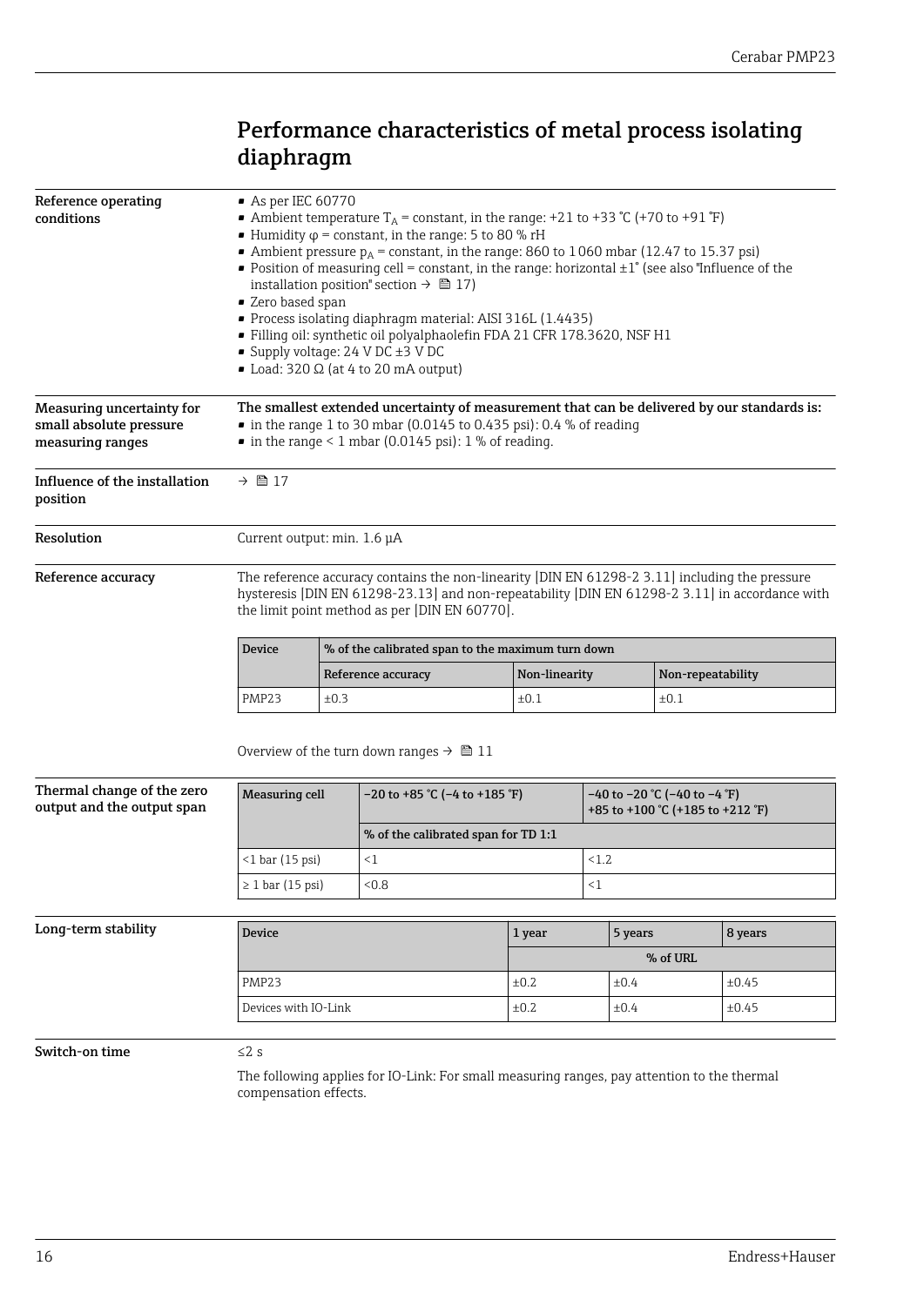# Performance characteristics of metal process isolating diaphragm

## Reference operating conditions

- As per IEC 60770
- Ambient temperature $T_A$ = constant, in the range: +21 to +33 °C (+70 to +91 °F)
- Humidity φ = constant, in the range: 5 to 80 % rH
- Ambient pressure $p_A$ = constant, in the range: 860 to 1060 mbar (12.47 to 15.37 psi)
- Position of measuring cell = constant, in the range: horizontal ±1° (see also "Influence of the installation position" section → 🗎 17)
- Zero based span
- Process isolating diaphragm material: AISI 316L (1.4435)
- Filling oil: synthetic oil polyalphaolefin FDA 21 CFR 178.3620, NSF H1
- Supply voltage: 24 V DC ±3 V DC
- Load: 320 Ω (at 4 to 20 mA output)

## Measuring uncertainty for small absolute pressure measuring ranges

**The smallest extended uncertainty of measurement that can be delivered by our standards is:**

- in the range 1 to 30 mbar (0.0145 to 0.435 psi): 0.4 % of reading
- in the range < 1 mbar (0.0145 psi): 1 % of reading.

## Influence of the installation position

→ 🗎 17

## Resolution

Current output: min. 1.6 µA

## Reference accuracy

The reference accuracy contains the non-linearity [DIN EN 61298-2 3.11] including the pressure hysteresis [DIN EN 61298-23.13] and non-repeatability [DIN EN 61298-2 3.11] in accordance with the limit point method as per [DIN EN 60770].

| Device | % of the calibrated span to the maximum turn down | | |
|---|---|---|---|
| | Reference accuracy | Non-linearity | Non-repeatability |
| PMP23 | ±0.3 | ±0.1 | ±0.1 |

Overview of the turn down ranges → 🗎 11

## Thermal change of the zero output and the output span

| Measuring cell | −20 to +85 °C (−4 to +185 °F) | −40 to −20 °C (−40 to −4 °F) +85 to +100 °C (+185 to +212 °F) |
|---|---|---|
| | % of the calibrated span for TD 1:1 | |
| <1 bar (15 psi) | <1 | <1.2 |
| ≥ 1 bar (15 psi) | <0.8 | <1 |

## Long-term stability

| Device | 1 year | 5 years | 8 years |
|---|---|---|---|
| | % of URL | | |
| PMP23 | ±0.2 | ±0.4 | ±0.45 |
| Devices with IO-Link | ±0.2 | ±0.4 | ±0.45 |

## Switch-on time

≤2 s

The following applies for IO-Link: For small measuring ranges, pay attention to the thermal compensation effects.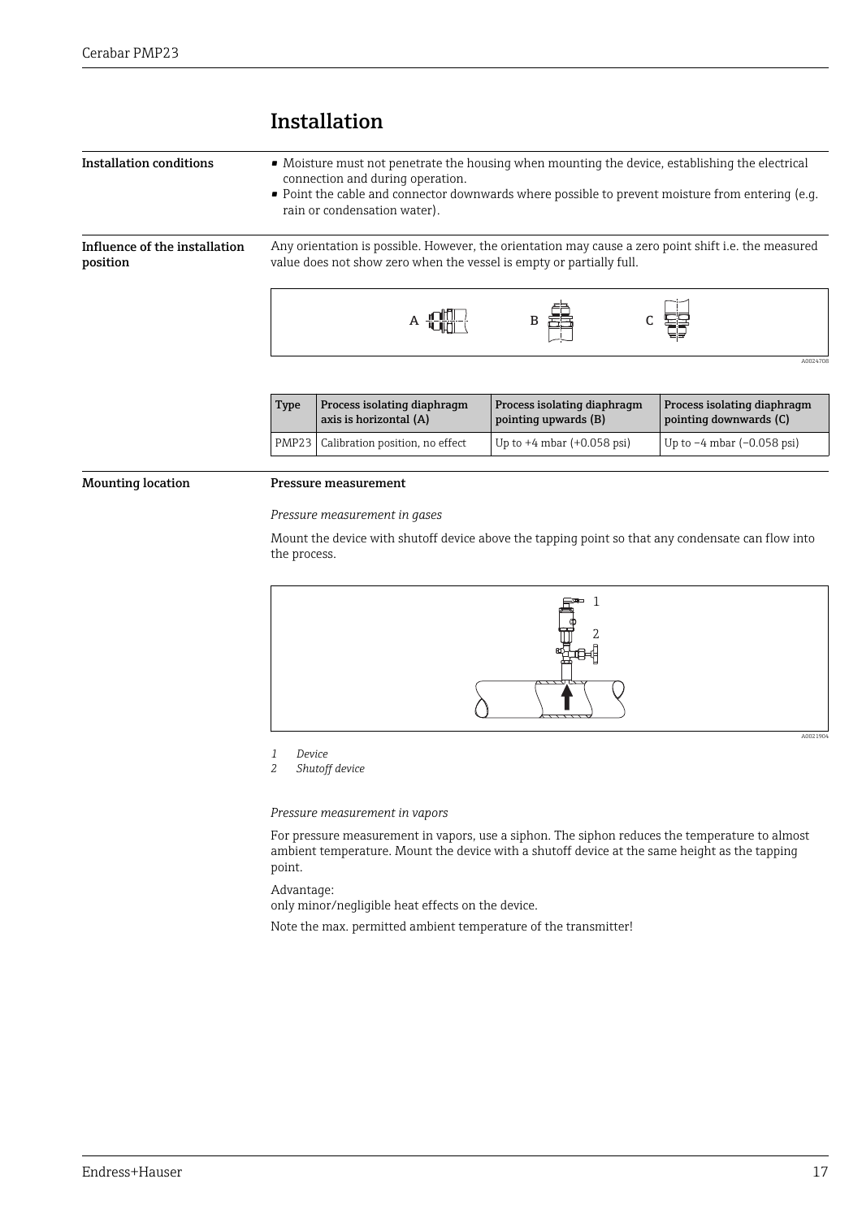# Installation

## Installation conditions

- Moisture must not penetrate the housing when mounting the device, establishing the electrical connection and during operation.
- Point the cable and connector downwards where possible to prevent moisture from entering (e.g. rain or condensation water).

## Influence of the installation position

Any orientation is possible. However, the orientation may cause a zero point shift i.e. the measured value does not show zero when the vessel is empty or partially full.

A B C

A0024708

| Type | Process isolating diaphragm axis is horizontal (A) | Process isolating diaphragm pointing upwards (B) | Process isolating diaphragm pointing downwards (C) |
|---|---|---|---|
| PMP23 | Calibration position, no effect | Up to +4 mbar (+0.058 psi) | Up to −4 mbar (−0.058 psi) |

## Mounting location

**Pressure measurement**

*Pressure measurement in gases*

Mount the device with shutoff device above the tapping point so that any condensate can flow into the process.

A0021904

*1 Device*
*2 Shutoff device*

*Pressure measurement in vapors*

For pressure measurement in vapors, use a siphon. The siphon reduces the temperature to almost ambient temperature. Mount the device with a shutoff device at the same height as the tapping point.

Advantage:
only minor/negligible heat effects on the device.

Note the max. permitted ambient temperature of the transmitter!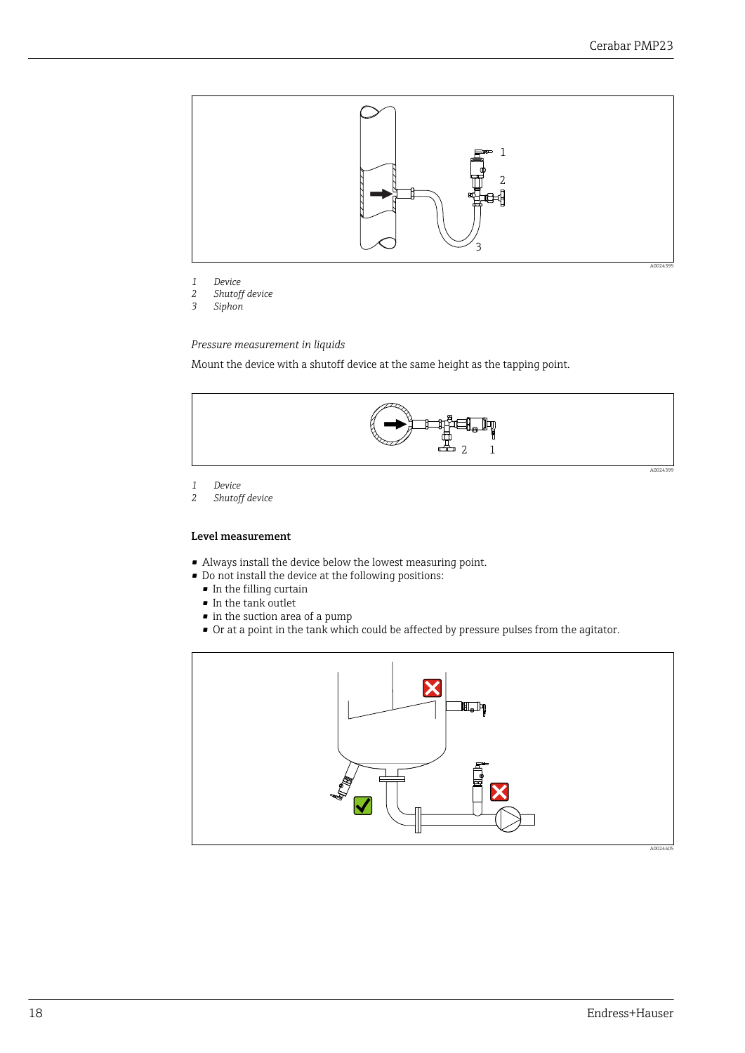1 *Device*
2 *Shutoff device*
3 *Siphon*

*Pressure measurement in liquids*

Mount the device with a shutoff device at the same height as the tapping point.

1 *Device*
2 *Shutoff device*

**Level measurement**

- Always install the device below the lowest measuring point.
- Do not install the device at the following positions:
  - In the filling curtain
  - In the tank outlet
  - in the suction area of a pump
  - Or at a point in the tank which could be affected by pressure pulses from the agitator.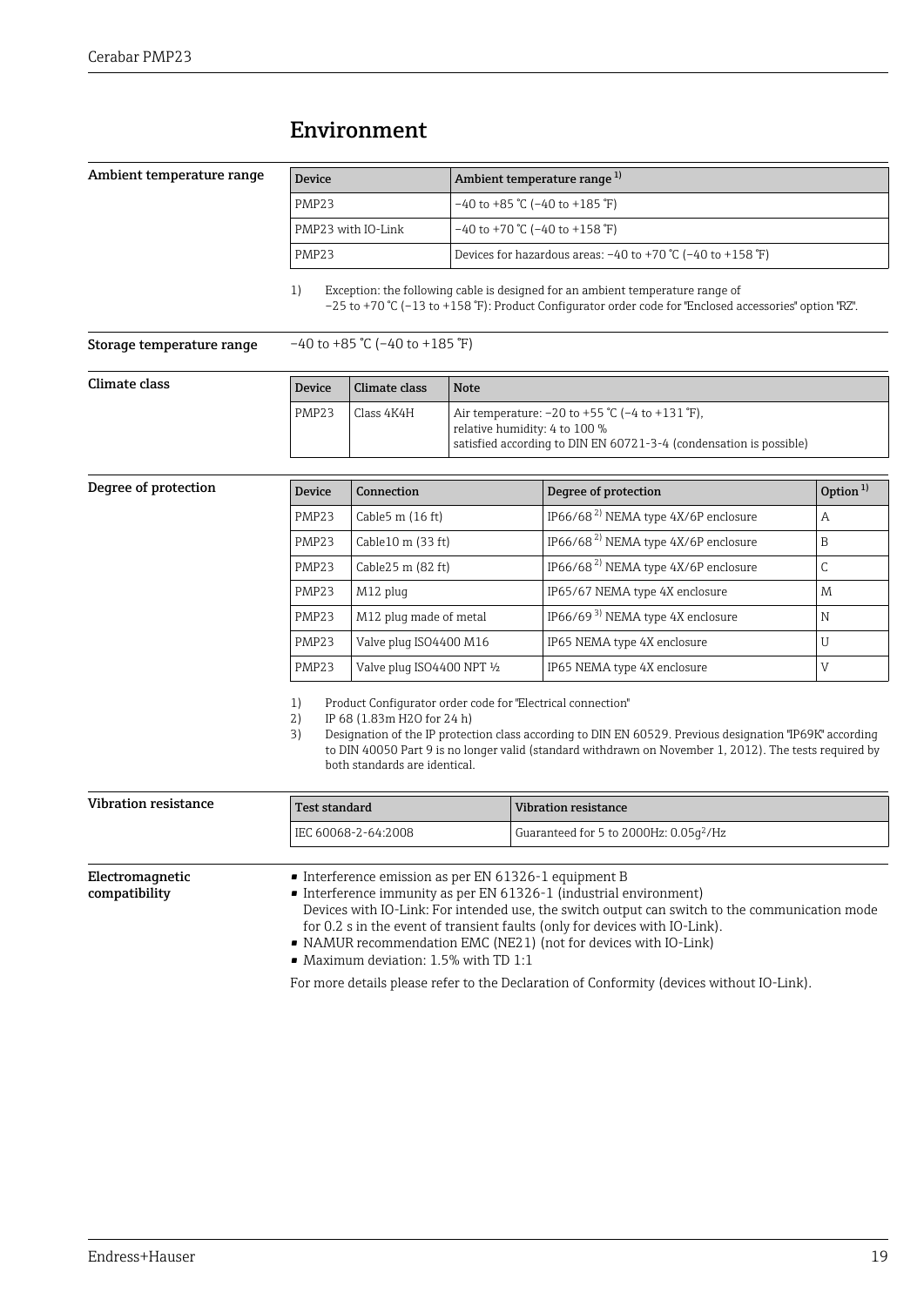# Environment

### Ambient temperature range

| Device | Ambient temperature range [1] |
|---|---|
| PMP23 | −40 to +85 °C (−40 to +185 °F) |
| PMP23 with IO-Link | −40 to +70 °C (−40 to +158 °F) |
| PMP23 | Devices for hazardous areas: −40 to +70 °C (−40 to +158 °F) |

1) Exception: the following cable is designed for an ambient temperature range of −25 to +70 °C (−13 to +158 °F): Product Configurator order code for "Enclosed accessories" option "RZ".

### Storage temperature range

−40 to +85 °C (−40 to +185 °F)

### Climate class

| Device | Climate class | Note |
|---|---|---|
| PMP23 | Class 4K4H | Air temperature: −20 to +55 °C (−4 to +131 °F), relative humidity: 4 to 100 % satisfied according to DIN EN 60721-3-4 (condensation is possible) |

### Degree of protection

| Device | Connection | Degree of protection | Option [1] |
|---|---|---|---|
| PMP23 | Cable5 m (16 ft) | IP66/68 [2] NEMA type 4X/6P enclosure | A |
| PMP23 | Cable10 m (33 ft) | IP66/68 [2] NEMA type 4X/6P enclosure | B |
| PMP23 | Cable25 m (82 ft) | IP66/68 [2] NEMA type 4X/6P enclosure | C |
| PMP23 | M12 plug | IP65/67 NEMA type 4X enclosure | M |
| PMP23 | M12 plug made of metal | IP66/69 [3] NEMA type 4X enclosure | N |
| PMP23 | Valve plug ISO4400 M16 | IP65 NEMA type 4X enclosure | U |
| PMP23 | Valve plug ISO4400 NPT ½ | IP65 NEMA type 4X enclosure | V |

1) Product Configurator order code for "Electrical connection"
2) IP 68 (1.83m H2O for 24 h)
3) Designation of the IP protection class according to DIN EN 60529. Previous designation "IP69K" according to DIN 40050 Part 9 is no longer valid (standard withdrawn on November 1, 2012). The tests required by both standards are identical.

### Vibration resistance

| Test standard | Vibration resistance |
|---|---|
| IEC 60068-2-64:2008 | Guaranteed for 5 to 2000Hz: $0.05g^2/Hz$ |

### Electromagnetic compatibility

- Interference emission as per EN 61326-1 equipment B
- Interference immunity as per EN 61326-1 (industrial environment)
  Devices with IO-Link: For intended use, the switch output can switch to the communication mode for 0.2 s in the event of transient faults (only for devices with IO-Link).
- NAMUR recommendation EMC (NE21) (not for devices with IO-Link)
- Maximum deviation: 1.5% with TD 1:1

For more details please refer to the Declaration of Conformity (devices without IO-Link).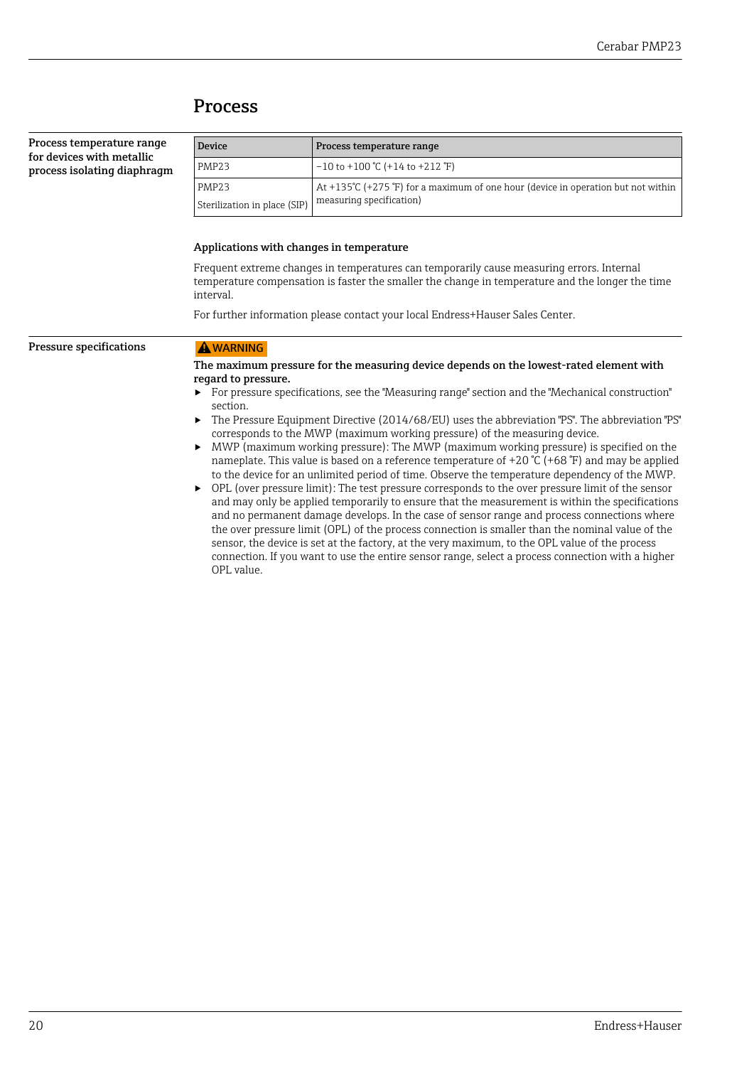# Process

### Process temperature range for devices with metallic process isolating diaphragm

| Device | Process temperature range |
| --- | --- |
| PMP23 | −10 to +100 °C (+14 to +212 °F) |
| PMP23<br>Sterilization in place (SIP) | At +135°C (+275 °F) for a maximum of one hour (device in operation but not within measuring specification) |

**Applications with changes in temperature**

Frequent extreme changes in temperatures can temporarily cause measuring errors. Internal temperature compensation is faster the smaller the change in temperature and the longer the time interval.

For further information please contact your local Endress+Hauser Sales Center.

### Pressure specifications

**⚠ WARNING**

**The maximum pressure for the measuring device depends on the lowest-rated element with regard to pressure.**

- For pressure specifications, see the "Measuring range" section and the "Mechanical construction" section.
- The Pressure Equipment Directive (2014/68/EU) uses the abbreviation "PS". The abbreviation "PS" corresponds to the MWP (maximum working pressure) of the measuring device.
- MWP (maximum working pressure): The MWP (maximum working pressure) is specified on the nameplate. This value is based on a reference temperature of +20 °C (+68 °F) and may be applied to the device for an unlimited period of time. Observe the temperature dependency of the MWP.
- OPL (over pressure limit): The test pressure corresponds to the over pressure limit of the sensor and may only be applied temporarily to ensure that the measurement is within the specifications and no permanent damage develops. In the case of sensor range and process connections where the over pressure limit (OPL) of the process connection is smaller than the nominal value of the sensor, the device is set at the factory, at the very maximum, to the OPL value of the process connection. If you want to use the entire sensor range, select a process connection with a higher OPL value.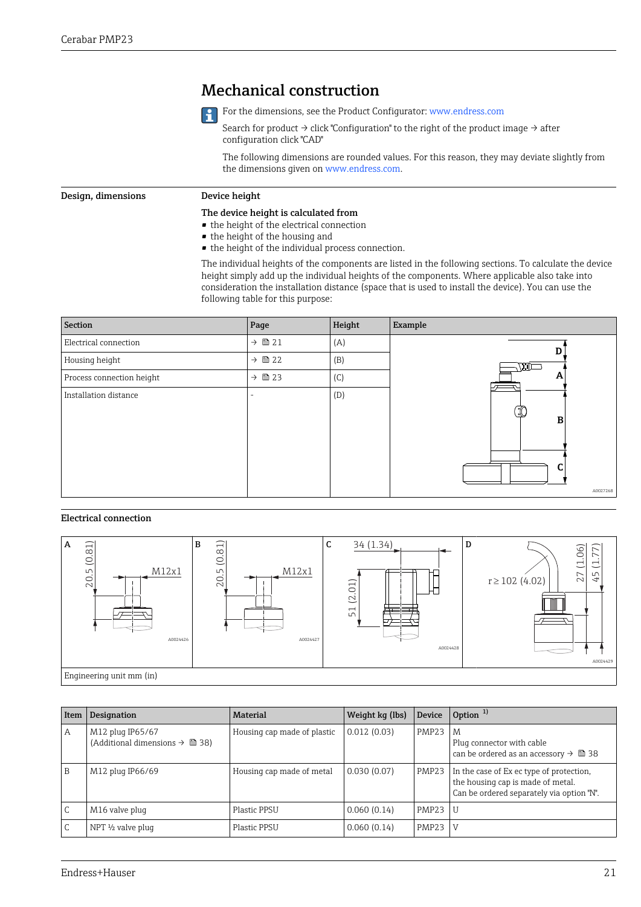# Mechanical construction

For the dimensions, see the Product Configurator: www.endress.com

Search for product → click "Configuration" to the right of the product image → after configuration click "CAD"

The following dimensions are rounded values. For this reason, they may deviate slightly from the dimensions given on www.endress.com.

## Design, dimensions

**Device height**

**The device height is calculated from**

- the height of the electrical connection
- the height of the housing and
- the height of the individual process connection.

The individual heights of the components are listed in the following sections. To calculate the device height simply add up the individual heights of the components. Where applicable also take into consideration the installation distance (space that is used to install the device). You can use the following table for this purpose:

| Section | Page | Height | Example |
|---|---|---|---|
| Electrical connection | → 🖹 21 | (A) | |
| Housing height | → 🖹 22 | (B) | |
| Process connection height | → 🖹 23 | (C) | |
| Installation distance | - | (D) | |

A0027268

### Electrical connection

A: 20.5 (0.81), M12x1 — A0024426

B: 20.5 (0.81), M12x1 — A0024427

C: 34 (1.34), 51 (2.01) — A0024428

D: r ≥ 102 (4.02), 27 (1.06), 45 (1.77) — A0024429

Engineering unit mm (in)

| Item | Designation | Material | Weight kg (lbs) | Device | Option [1] |
|---|---|---|---|---|---|
| A | M12 plug IP65/67<br>(Additional dimensions → 🖹 38) | Housing cap made of plastic | 0.012 (0.03) | PMP23 | M<br>Plug connector with cable can be ordered as an accessory → 🖹 38 |
| B | M12 plug IP66/69 | Housing cap made of metal | 0.030 (0.07) | PMP23 | In the case of Ex ec type of protection, the housing cap is made of metal.<br>Can be ordered separately via option "N". |
| C | M16 valve plug | Plastic PPSU | 0.060 (0.14) | PMP23 | U |
| C | NPT ½ valve plug | Plastic PPSU | 0.060 (0.14) | PMP23 | V |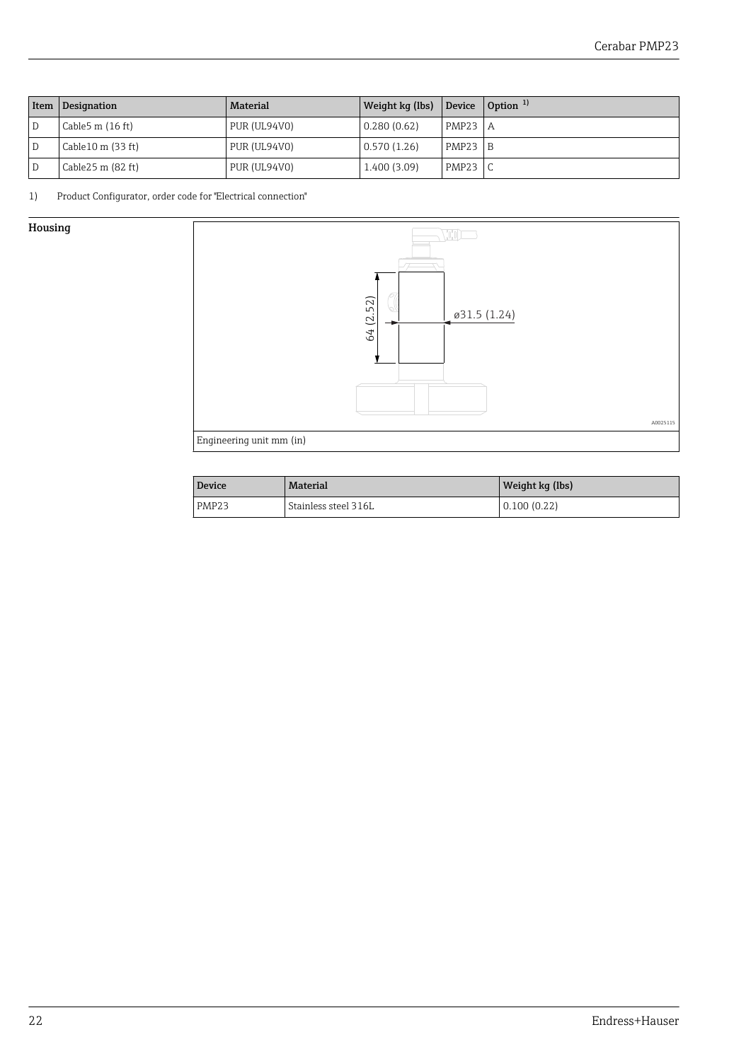| Item | Designation | Material | Weight kg (lbs) | Device | Option [1] |
| --- | --- | --- | --- | --- | --- |
| D | Cable5 m (16 ft) | PUR (UL94V0) | 0.280 (0.62) | PMP23 | A |
| D | Cable10 m (33 ft) | PUR (UL94V0) | 0.570 (1.26) | PMP23 | B |
| D | Cable25 m (82 ft) | PUR (UL94V0) | 1.400 (3.09) | PMP23 | C |

1) Product Configurator, order code for "Electrical connection"

## Housing

64 (2.52)

ø31.5 (1.24)

A0025115

Engineering unit mm (in)

| Device | Material | Weight kg (lbs) |
| --- | --- | --- |
| PMP23 | Stainless steel 316L | 0.100 (0.22) |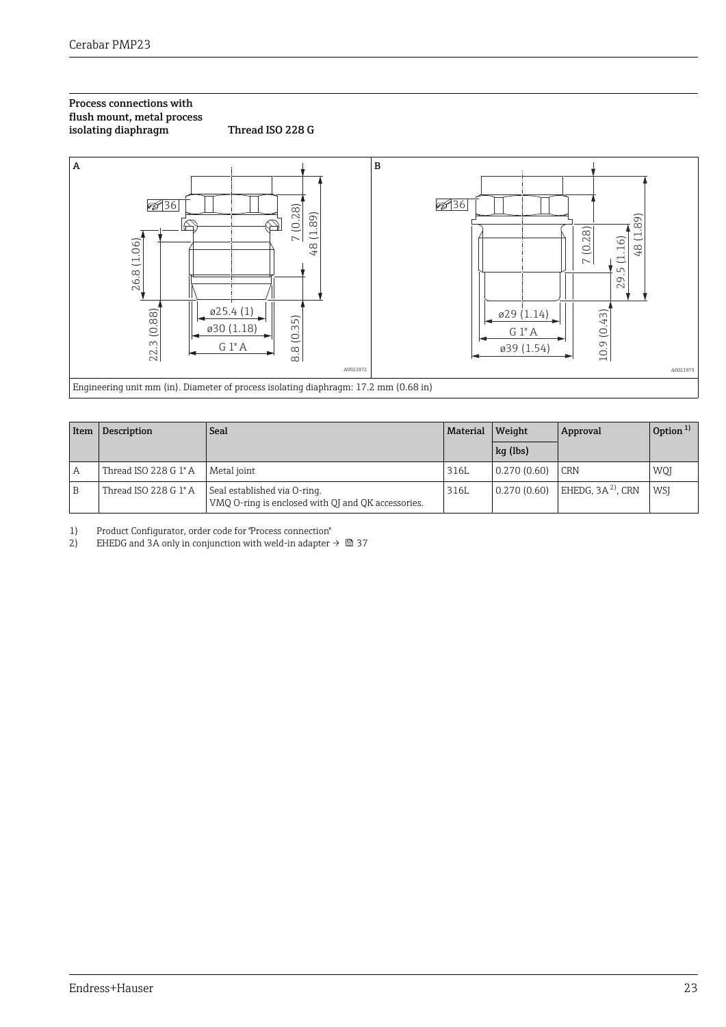## Process connections with flush mount, metal process isolating diaphragm

### Thread ISO 228 G

Engineering unit mm (in). Diameter of process isolating diaphragm: 17.2 mm (0.68 in)

| Item | Description | Seal | Material | Weight | Approval | Option [1] |
|---|---|---|---|---|---|---|
| | | | | kg (lbs) | | |
| A | Thread ISO 228 G 1" A | Metal joint | 316L | 0.270 (0.60) | CRN | WQJ |
| B | Thread ISO 228 G 1" A | Seal established via O-ring. VMQ O-ring is enclosed with QJ and QK accessories. | 316L | 0.270 (0.60) | EHEDG, 3A [2], CRN | WSJ |

1) Product Configurator, order code for "Process connection"
2) EHEDG and 3A only in conjunction with weld-in adapter → 🗎 37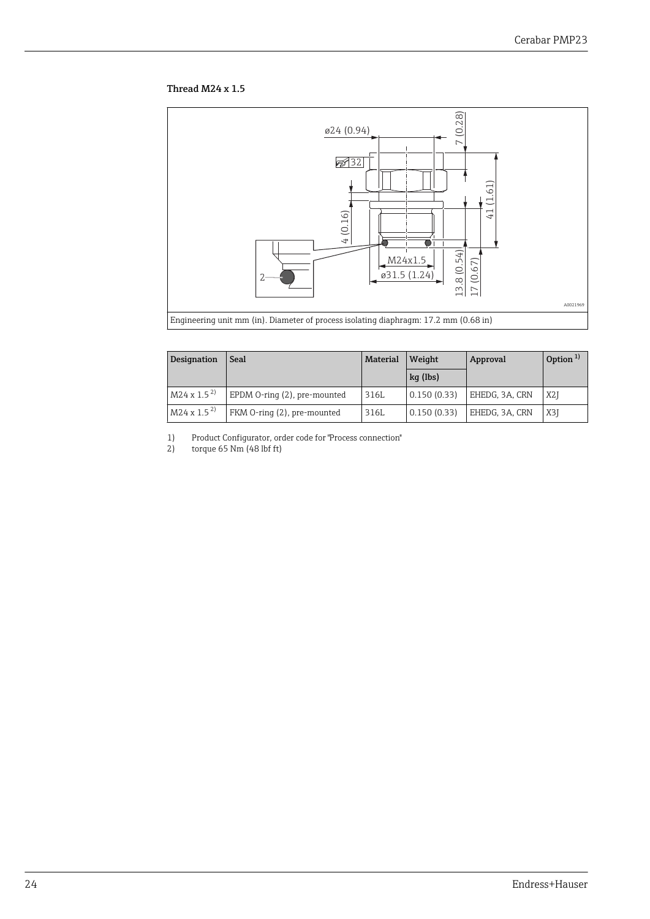### Thread M24 x 1.5

Engineering unit mm (in). Diameter of process isolating diaphragm: 17.2 mm (0.68 in)

| Designation | Seal | Material | Weight | Approval | Option [1] |
|---|---|---|---|---|---|
| | | | kg (lbs) | | |
| M24 x 1.5 [2] | EPDM O-ring (2), pre-mounted | 316L | 0.150 (0.33) | EHEDG, 3A, CRN | X2J |
| M24 x 1.5 [2] | FKM O-ring (2), pre-mounted | 316L | 0.150 (0.33) | EHEDG, 3A, CRN | X3J |

1) Product Configurator, order code for "Process connection"
2) torque 65 Nm (48 lbf ft)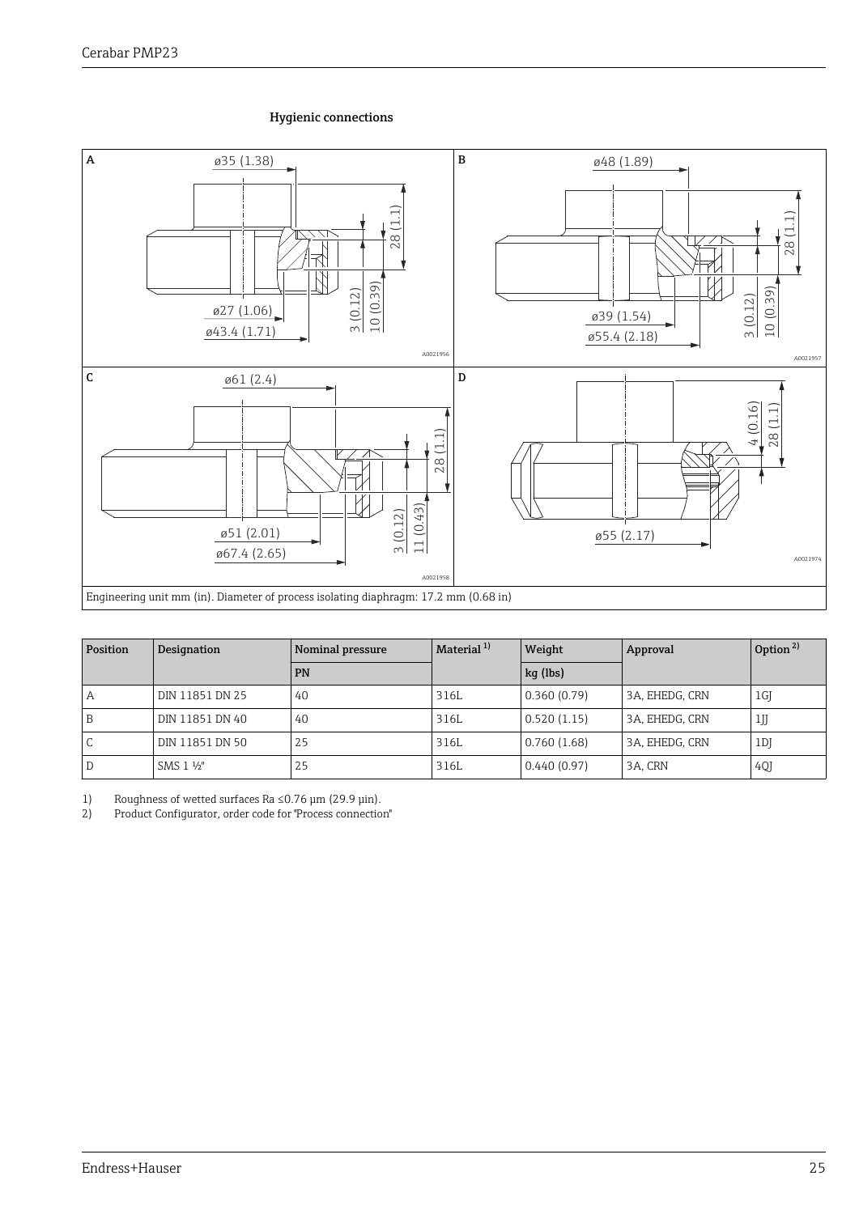### Hygienic connections

Engineering unit mm (in). Diameter of process isolating diaphragm: 17.2 mm (0.68 in)

| Position | Designation | Nominal pressure | Material [1] | Weight | Approval | Option [2] |
|---|---|---|---|---|---|---|
| | | PN | | kg (lbs) | | |
| A | DIN 11851 DN 25 | 40 | 316L | 0.360 (0.79) | 3A, EHEDG, CRN | 1GJ |
| B | DIN 11851 DN 40 | 40 | 316L | 0.520 (1.15) | 3A, EHEDG, CRN | 1JJ |
| C | DIN 11851 DN 50 | 25 | 316L | 0.760 (1.68) | 3A, EHEDG, CRN | 1DJ |
| D | SMS 1 ½" | 25 | 316L | 0.440 (0.97) | 3A, CRN | 4QJ |

1) Roughness of wetted surfaces Ra ≤0.76 µm (29.9 µin).
2) Product Configurator, order code for "Process connection"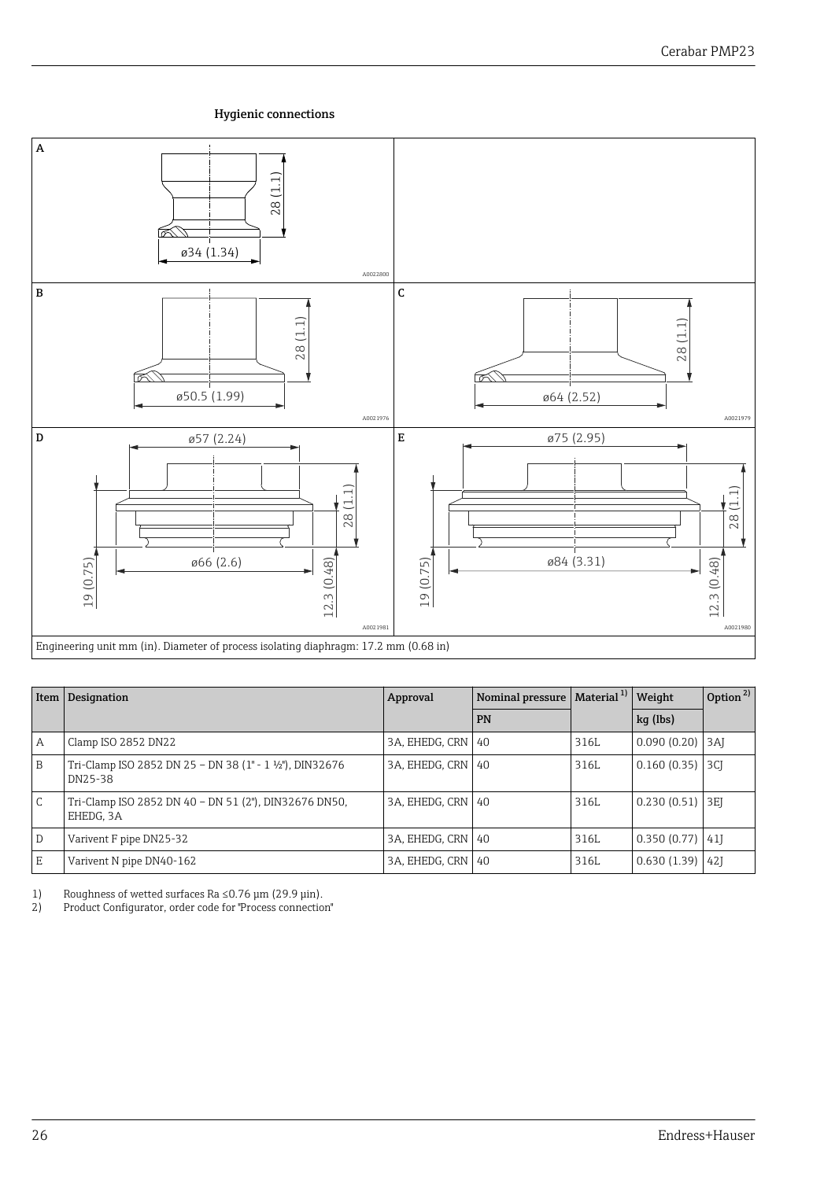### Hygienic connections

| A | |
|---|---|
| ø34 (1.34), 28 (1.1) | |

| B | C |
|---|---|
| ø50.5 (1.99), 28 (1.1) | ø64 (2.52), 28 (1.1) |

| D | E |
|---|---|
| ø57 (2.24), ø66 (2.6), 28 (1.1), 19 (0.75), 12.3 (0.48) | ø75 (2.95), ø84 (3.31), 28 (1.1), 19 (0.75), 12.3 (0.48) |

Engineering unit mm (in). Diameter of process isolating diaphragm: 17.2 mm (0.68 in)

| Item | Designation | Approval | Nominal pressure | Material [1] | Weight | Option [2] |
|---|---|---|---|---|---|---|
| | | | PN | | kg (lbs) | |
| A | Clamp ISO 2852 DN22 | 3A, EHEDG, CRN | 40 | 316L | 0.090 (0.20) | 3AJ |
| B | Tri-Clamp ISO 2852 DN 25 – DN 38 (1" - 1 ½"), DIN32676 DN25-38 | 3A, EHEDG, CRN | 40 | 316L | 0.160 (0.35) | 3CJ |
| C | Tri-Clamp ISO 2852 DN 40 – DN 51 (2"), DIN32676 DN50, EHEDG, 3A | 3A, EHEDG, CRN | 40 | 316L | 0.230 (0.51) | 3EJ |
| D | Varivent F pipe DN25-32 | 3A, EHEDG, CRN | 40 | 316L | 0.350 (0.77) | 41J |
| E | Varivent N pipe DN40-162 | 3A, EHEDG, CRN | 40 | 316L | 0.630 (1.39) | 42J |

1) Roughness of wetted surfaces Ra ≤0.76 µm (29.9 µin).
2) Product Configurator, order code for "Process connection"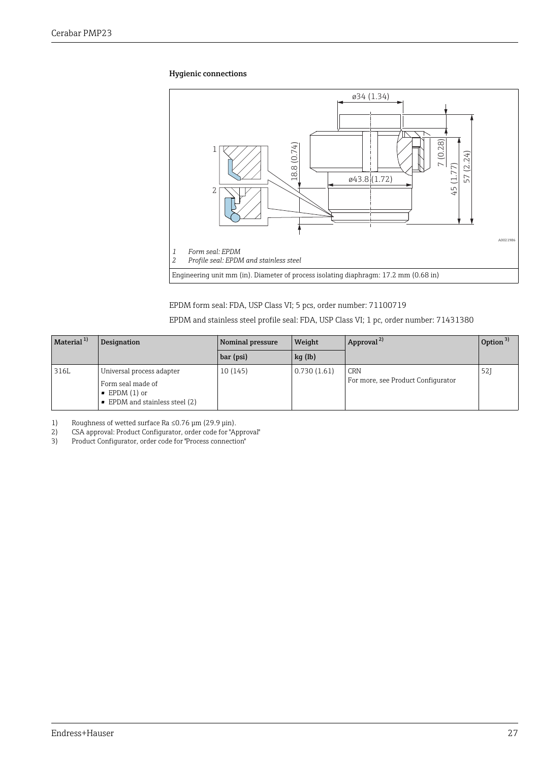### Hygienic connections

*1 Form seal: EPDM*
*2 Profile seal: EPDM and stainless steel*

Engineering unit mm (in). Diameter of process isolating diaphragm: 17.2 mm (0.68 in)

EPDM form seal: FDA, USP Class VI; 5 pcs, order number: 71100719

EPDM and stainless steel profile seal: FDA, USP Class VI; 1 pc, order number: 71431380

| Material [1] | Designation | Nominal pressure | Weight | Approval [2] | Option [3] |
|---|---|---|---|---|---|
| | | bar (psi) | kg (lb) | | |
| 316L | Universal process adapter<br>Form seal made of<br>▪ EPDM (1) or<br>▪ EPDM and stainless steel (2) | 10 (145) | 0.730 (1.61) | CRN<br>For more, see Product Configurator | 52J |

1) Roughness of wetted surface Ra ≤0.76 µm (29.9 µin).
2) CSA approval: Product Configurator, order code for "Approval"
3) Product Configurator, order code for "Process connection"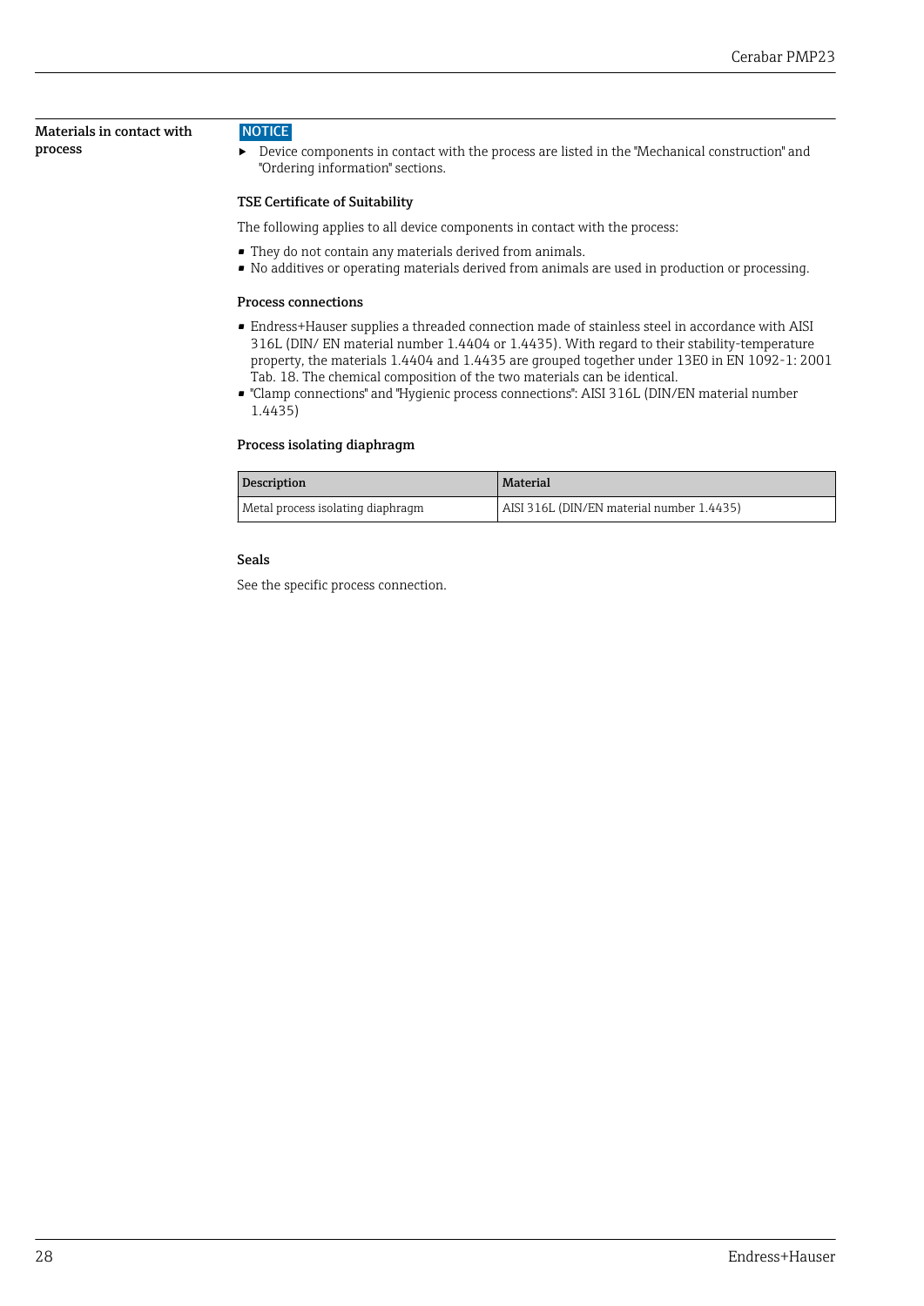## Materials in contact with process

**NOTICE**

- ▶ Device components in contact with the process are listed in the "Mechanical construction" and "Ordering information" sections.

### TSE Certificate of Suitability

The following applies to all device components in contact with the process:

- They do not contain any materials derived from animals.
- No additives or operating materials derived from animals are used in production or processing.

### Process connections

- Endress+Hauser supplies a threaded connection made of stainless steel in accordance with AISI 316L (DIN/ EN material number 1.4404 or 1.4435). With regard to their stability-temperature property, the materials 1.4404 and 1.4435 are grouped together under 13E0 in EN 1092-1: 2001 Tab. 18. The chemical composition of the two materials can be identical.
- "Clamp connections" and "Hygienic process connections": AISI 316L (DIN/EN material number 1.4435)

### Process isolating diaphragm

| Description | Material |
| --- | --- |
| Metal process isolating diaphragm | AISI 316L (DIN/EN material number 1.4435) |

### Seals

See the specific process connection.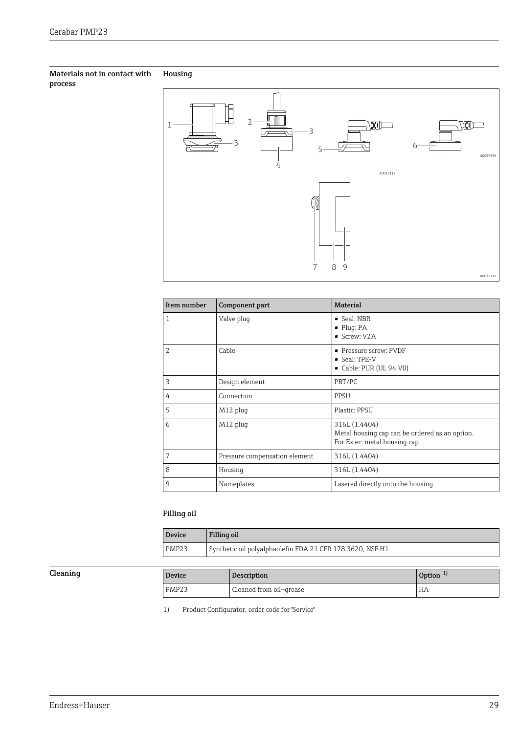## Materials not in contact with process

### Housing

| Item number | Component part | Material |
| --- | --- | --- |
| 1 | Valve plug | ▪ Seal: NBR<br>▪ Plug: PA<br>▪ Screw: V2A |
| 2 | Cable | ▪ Pressure screw: PVDF<br>▪ Seal: TPE-V<br>▪ Cable: PUR (UL 94 V0) |
| 3 | Design element | PBT/PC |
| 4 | Connection | PPSU |
| 5 | M12 plug | Plastic: PPSU |
| 6 | M12 plug | 316L (1.4404)<br>Metal housing cap can be ordered as an option.<br>For Ex ec: metal housing cap |
| 7 | Pressure compensation element | 316L (1.4404) |
| 8 | Housing | 316L (1.4404) |
| 9 | Nameplates | Lasered directly onto the housing |

### Filling oil

| Device | Filling oil |
| --- | --- |
| PMP23 | Synthetic oil polyalphaolefin FDA 21 CFR 178.3620, NSF H1 |

## Cleaning

| Device | Description | Option [1] |
| --- | --- | --- |
| PMP23 | Cleaned from oil+grease | HA |

1) Product Configurator, order code for "Service"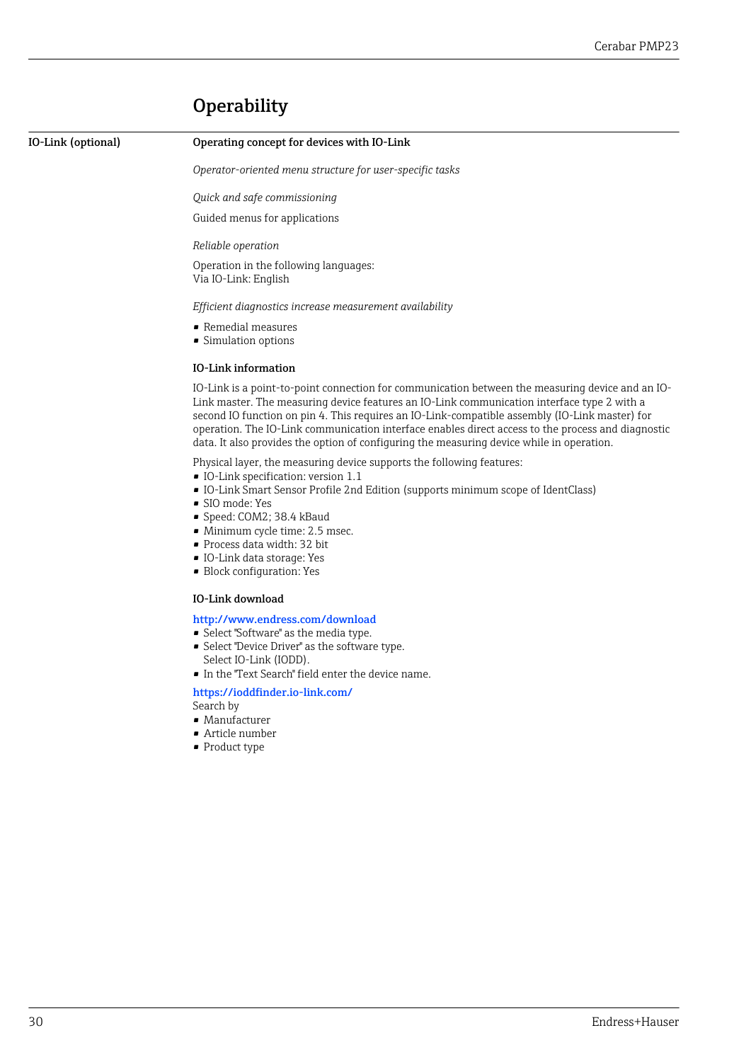# Operability

## IO-Link (optional)

### Operating concept for devices with IO-Link

*Operator-oriented menu structure for user-specific tasks*

*Quick and safe commissioning*

Guided menus for applications

*Reliable operation*

Operation in the following languages:
Via IO-Link: English

*Efficient diagnostics increase measurement availability*

- Remedial measures
- Simulation options

### IO-Link information

IO-Link is a point-to-point connection for communication between the measuring device and an IO-Link master. The measuring device features an IO-Link communication interface type 2 with a second IO function on pin 4. This requires an IO-Link-compatible assembly (IO-Link master) for operation. The IO-Link communication interface enables direct access to the process and diagnostic data. It also provides the option of configuring the measuring device while in operation.

Physical layer, the measuring device supports the following features:

- IO-Link specification: version 1.1
- IO-Link Smart Sensor Profile 2nd Edition (supports minimum scope of IdentClass)
- SIO mode: Yes
- Speed: COM2; 38.4 kBaud
- Minimum cycle time: 2.5 msec.
- Process data width: 32 bit
- IO-Link data storage: Yes
- Block configuration: Yes

### IO-Link download

http://www.endress.com/download

- Select "Software" as the media type.
- Select "Device Driver" as the software type.
  Select IO-Link (IODD).
- In the "Text Search" field enter the device name.

https://ioddfinder.io-link.com/

Search by

- Manufacturer
- Article number
- Product type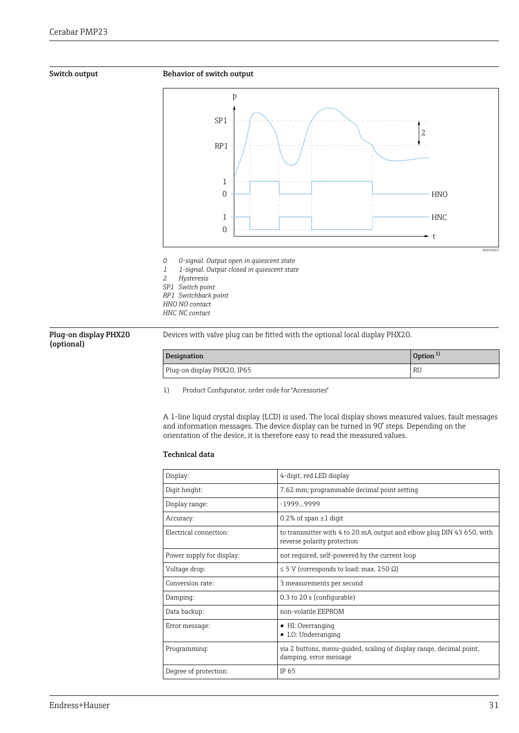## Switch output

### Behavior of switch output

*0 0-signal. Output open in quiescent state*
*1 1-signal. Output closed in quiescent state*
*2 Hysteresis*
*SP1 Switch point*
*RP1 Switchback point*
*HNO NO contact*
*HNC NC contact*

## Plug-on display PHX20 (optional)

Devices with valve plug can be fitted with the optional local display PHX20.

| Designation | Option [1] |
|---|---|
| Plug-on display PHX20, IP65 | RU |

1) Product Configurator, order code for "Accessories"

A 1-line liquid crystal display (LCD) is used. The local display shows measured values, fault messages and information messages. The device display can be turned in 90° steps. Depending on the orientation of the device, it is therefore easy to read the measured values.

### Technical data

| | |
|---|---|
| Display: | 4-digit, red LED display |
| Digit height: | 7.62 mm; programmable decimal point setting |
| Display range: | -1999...9999 |
| Accuracy: | 0.2% of span ±1 digit |
| Electrical connection: | to transmitter with 4 to 20 mA output and elbow plug DIN 43 650, with reverse polarity protection |
| Power supply for display: | not required, self-powered by the current loop |
| Voltage drop: | ≤ 5 V (corresponds to load: max. 250 Ω) |
| Conversion rate: | 3 measurements per second |
| Damping: | 0.3 to 20 s (configurable) |
| Data backup: | non-volatile EEPROM |
| Error message: | ▪ HI: Overranging<br>▪ LO: Underranging |
| Programming: | via 2 buttons, menu-guided, scaling of display range, decimal point, damping, error message |
| Degree of protection: | IP 65 |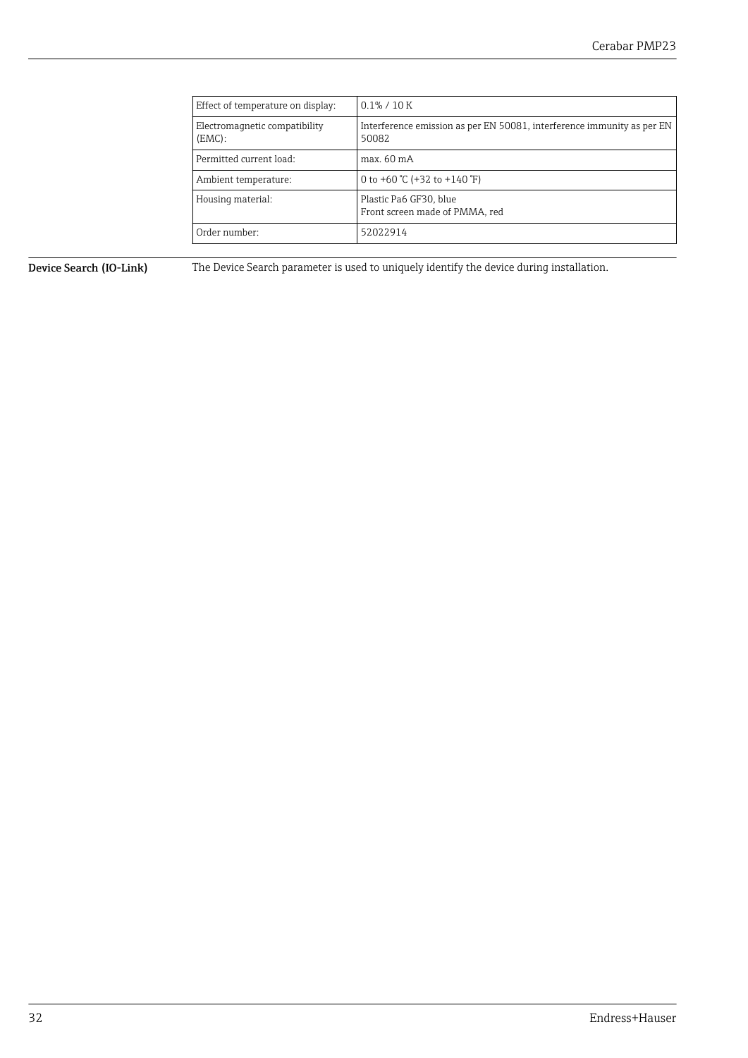| Effect of temperature on display: | 0.1% / 10 K |
|---|---|
| Electromagnetic compatibility (EMC): | Interference emission as per EN 50081, interference immunity as per EN 50082 |
| Permitted current load: | max. 60 mA |
| Ambient temperature: | 0 to +60 °C (+32 to +140 °F) |
| Housing material: | Plastic Pa6 GF30, blue<br>Front screen made of PMMA, red |
| Order number: | 52022914 |

**Device Search (IO-Link)**

The Device Search parameter is used to uniquely identify the device during installation.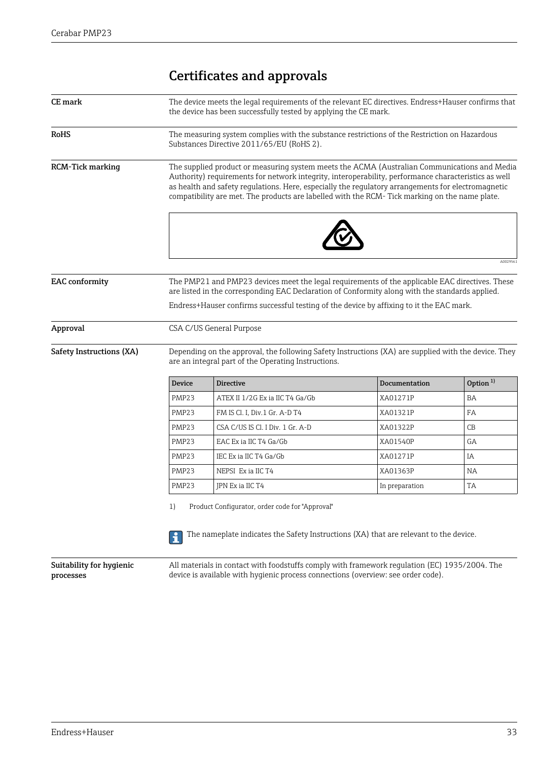# Certificates and approvals

**CE mark**

The device meets the legal requirements of the relevant EC directives. Endress+Hauser confirms that the device has been successfully tested by applying the CE mark.

**RoHS**

The measuring system complies with the substance restrictions of the Restriction on Hazardous Substances Directive 2011/65/EU (RoHS 2).

**RCM-Tick marking**

The supplied product or measuring system meets the ACMA (Australian Communications and Media Authority) requirements for network integrity, interoperability, performance characteristics as well as health and safety regulations. Here, especially the regulatory arrangements for electromagnetic compatibility are met. The products are labelled with the RCM- Tick marking on the name plate.

A0029561

**EAC conformity**

The PMP21 and PMP23 devices meet the legal requirements of the applicable EAC directives. These are listed in the corresponding EAC Declaration of Conformity along with the standards applied.

Endress+Hauser confirms successful testing of the device by affixing to it the EAC mark.

**Approval**

CSA C/US General Purpose

**Safety Instructions (XA)**

Depending on the approval, the following Safety Instructions (XA) are supplied with the device. They are an integral part of the Operating Instructions.

| Device | Directive | Documentation | Option [1] |
|---|---|---|---|
| PMP23 | ATEX II 1/2G Ex ia IIC T4 Ga/Gb | XA01271P | BA |
| PMP23 | FM IS Cl. I, Div.1 Gr. A-D T4 | XA01321P | FA |
| PMP23 | CSA C/US IS Cl. I Div. 1 Gr. A-D | XA01322P | CB |
| PMP23 | EAC Ex ia IIC T4 Ga/Gb | XA01540P | GA |
| PMP23 | IEC Ex ia IIC T4 Ga/Gb | XA01271P | IA |
| PMP23 | NEPSI Ex ia IIC T4 | XA01363P | NA |
| PMP23 | JPN Ex ia IIC T4 | In preparation | TA |

1) Product Configurator, order code for "Approval"

The nameplate indicates the Safety Instructions (XA) that are relevant to the device.

**Suitability for hygienic processes**

All materials in contact with foodstuffs comply with framework regulation (EC) 1935/2004. The device is available with hygienic process connections (overview: see order code).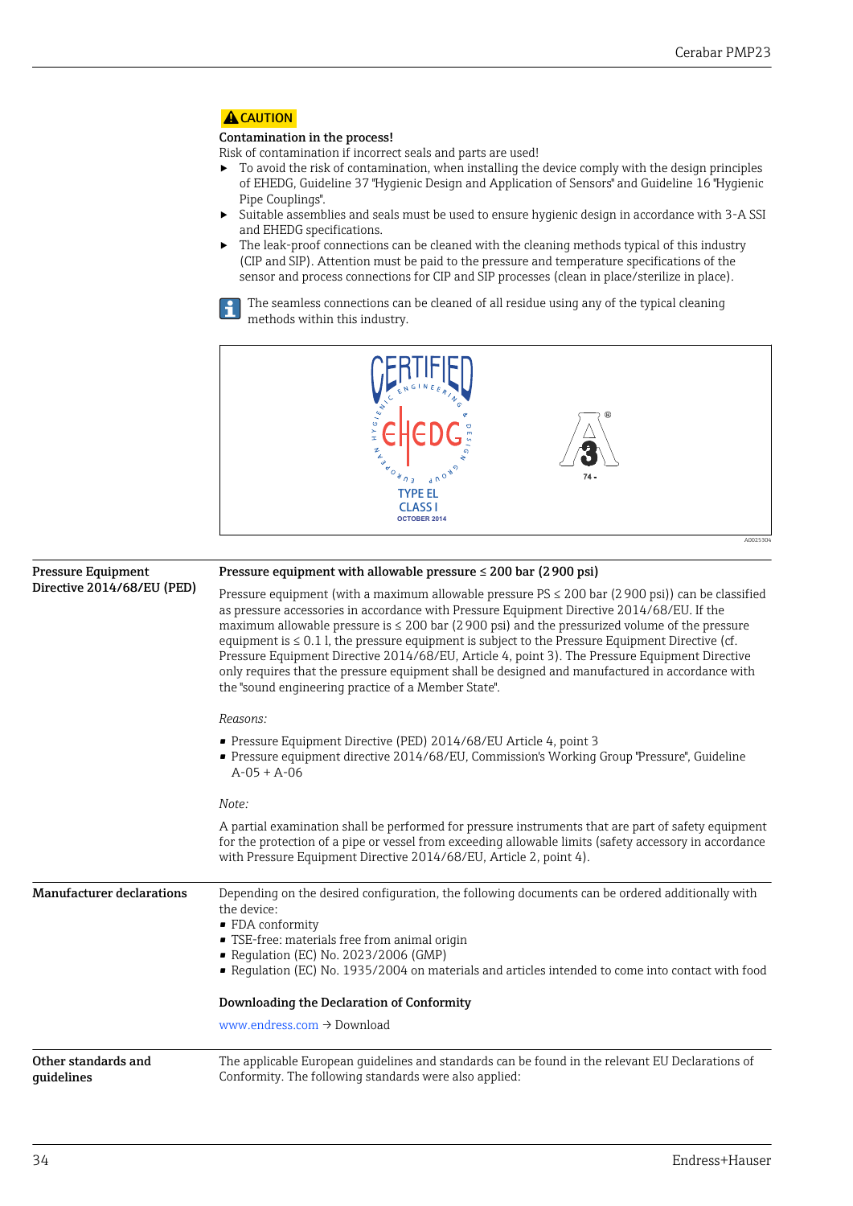**⚠ CAUTION**

**Contamination in the process!**

Risk of contamination if incorrect seals and parts are used!

- ▶ To avoid the risk of contamination, when installing the device comply with the design principles of EHEDG, Guideline 37 "Hygienic Design and Application of Sensors" and Guideline 16 "Hygienic Pipe Couplings".
- ▶ Suitable assemblies and seals must be used to ensure hygienic design in accordance with 3-A SSI and EHEDG specifications.
- ▶ The leak-proof connections can be cleaned with the cleaning methods typical of this industry (CIP and SIP). Attention must be paid to the pressure and temperature specifications of the sensor and process connections for CIP and SIP processes (clean in place/sterilize in place).

The seamless connections can be cleaned of all residue using any of the typical cleaning methods within this industry.

CERTIFIED HYGIENIC ENGINEERING & DESIGN EHEDG EUROPEAN GROUP TYPE EL CLASS I OCTOBER 2014

74-

A0025304

## Pressure Equipment Directive 2014/68/EU (PED)

**Pressure equipment with allowable pressure ≤ 200 bar (2 900 psi)**

Pressure equipment (with a maximum allowable pressure PS ≤ 200 bar (2 900 psi)) can be classified as pressure accessories in accordance with Pressure Equipment Directive 2014/68/EU. If the maximum allowable pressure is ≤ 200 bar (2 900 psi) and the pressurized volume of the pressure equipment is ≤ 0.1 l, the pressure equipment is subject to the Pressure Equipment Directive (cf. Pressure Equipment Directive 2014/68/EU, Article 4, point 3). The Pressure Equipment Directive only requires that the pressure equipment shall be designed and manufactured in accordance with the "sound engineering practice of a Member State".

*Reasons:*

- Pressure Equipment Directive (PED) 2014/68/EU Article 4, point 3
- Pressure equipment directive 2014/68/EU, Commission's Working Group "Pressure", Guideline A-05 + A-06

*Note:*

A partial examination shall be performed for pressure instruments that are part of safety equipment for the protection of a pipe or vessel from exceeding allowable limits (safety accessory in accordance with Pressure Equipment Directive 2014/68/EU, Article 2, point 4).

## Manufacturer declarations

Depending on the desired configuration, the following documents can be ordered additionally with the device:

- FDA conformity
- TSE-free: materials free from animal origin
- Regulation (EC) No. 2023/2006 (GMP)
- Regulation (EC) No. 1935/2004 on materials and articles intended to come into contact with food

**Downloading the Declaration of Conformity**

www.endress.com → Download

## Other standards and guidelines

The applicable European guidelines and standards can be found in the relevant EU Declarations of Conformity. The following standards were also applied: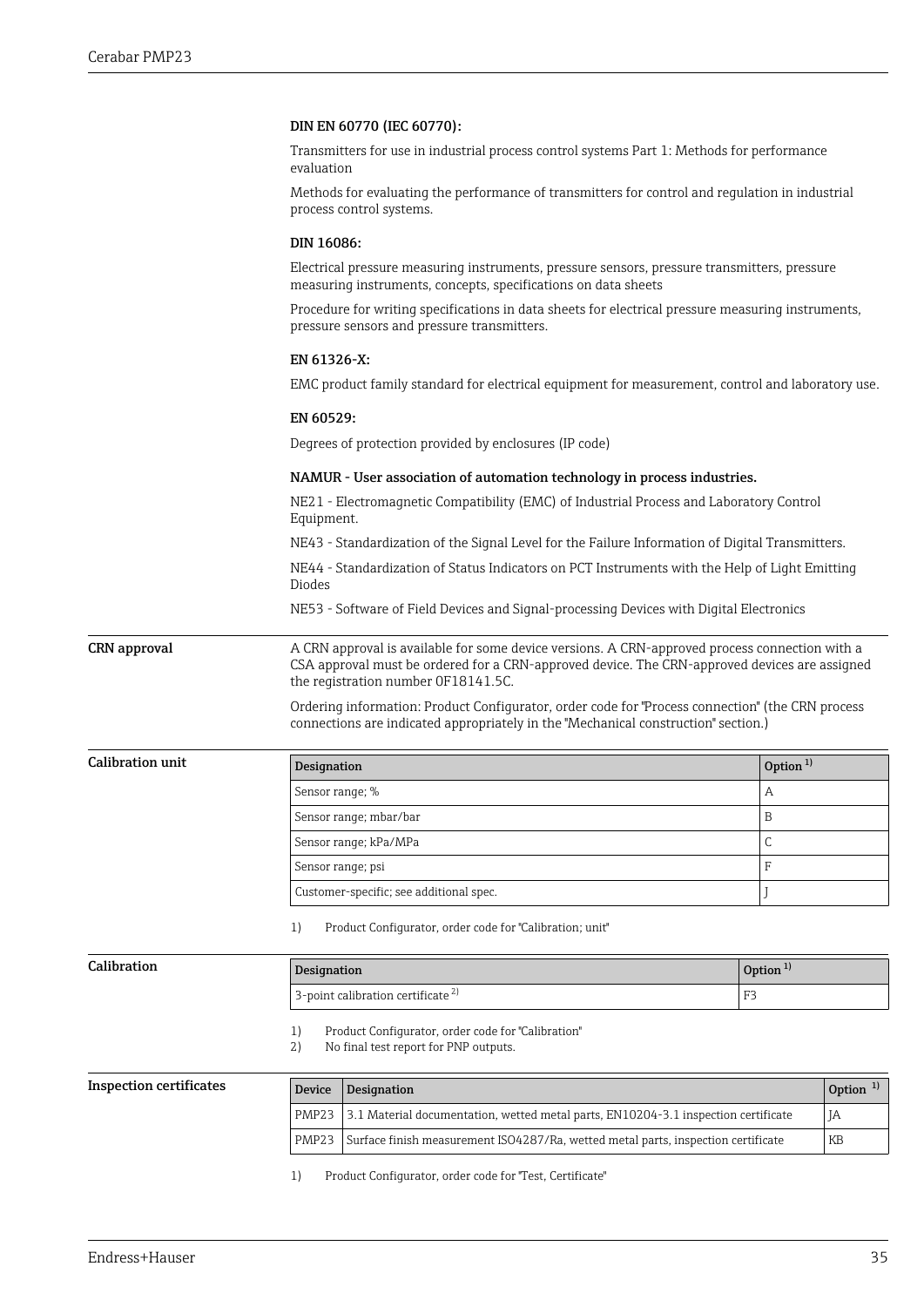**DIN EN 60770 (IEC 60770):**

Transmitters for use in industrial process control systems Part 1: Methods for performance evaluation

Methods for evaluating the performance of transmitters for control and regulation in industrial process control systems.

**DIN 16086:**

Electrical pressure measuring instruments, pressure sensors, pressure transmitters, pressure measuring instruments, concepts, specifications on data sheets

Procedure for writing specifications in data sheets for electrical pressure measuring instruments, pressure sensors and pressure transmitters.

**EN 61326-X:**

EMC product family standard for electrical equipment for measurement, control and laboratory use.

**EN 60529:**

Degrees of protection provided by enclosures (IP code)

**NAMUR - User association of automation technology in process industries.**

NE21 - Electromagnetic Compatibility (EMC) of Industrial Process and Laboratory Control Equipment.

NE43 - Standardization of the Signal Level for the Failure Information of Digital Transmitters.

NE44 - Standardization of Status Indicators on PCT Instruments with the Help of Light Emitting Diodes

NE53 - Software of Field Devices and Signal-processing Devices with Digital Electronics

## CRN approval

A CRN approval is available for some device versions. A CRN-approved process connection with a CSA approval must be ordered for a CRN-approved device. The CRN-approved devices are assigned the registration number 0F18141.5C.

Ordering information: Product Configurator, order code for "Process connection" (the CRN process connections are indicated appropriately in the "Mechanical construction" section.)

## Calibration unit

| Designation | Option [1] |
|---|---|
| Sensor range; % | A |
| Sensor range; mbar/bar | B |
| Sensor range; kPa/MPa | C |
| Sensor range; psi | F |
| Customer-specific; see additional spec. | J |

1) Product Configurator, order code for "Calibration; unit"

## Calibration

| Designation | Option [1] |
|---|---|
| 3-point calibration certificate [2] | F3 |

1) Product Configurator, order code for "Calibration"
2) No final test report for PNP outputs.

## Inspection certificates

| Device | Designation | Option [1] |
|---|---|---|
| PMP23 | 3.1 Material documentation, wetted metal parts, EN10204-3.1 inspection certificate | JA |
| PMP23 | Surface finish measurement ISO4287/Ra, wetted metal parts, inspection certificate | KB |

1) Product Configurator, order code for "Test, Certificate"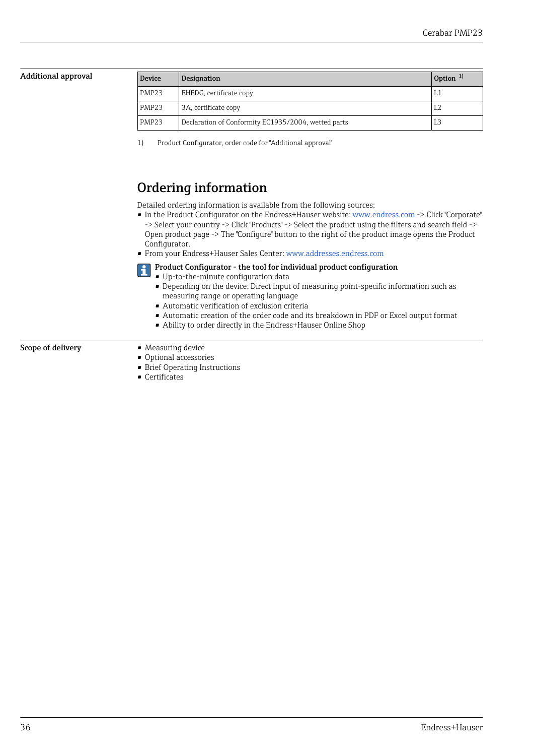### Additional approval

| Device | Designation | Option [1] |
|---|---|---|
| PMP23 | EHEDG, certificate copy | L1 |
| PMP23 | 3A, certificate copy | L2 |
| PMP23 | Declaration of Conformity EC1935/2004, wetted parts | L3 |

1) Product Configurator, order code for "Additional approval"

## Ordering information

Detailed ordering information is available from the following sources:

- In the Product Configurator on the Endress+Hauser website: www.endress.com -> Click "Corporate" -> Select your country -> Click "Products" -> Select the product using the filters and search field -> Open product page -> The "Configure" button to the right of the product image opens the Product Configurator.
- From your Endress+Hauser Sales Center: www.addresses.endress.com

**Product Configurator - the tool for individual product configuration**

- Up-to-the-minute configuration data
- Depending on the device: Direct input of measuring point-specific information such as measuring range or operating language
- Automatic verification of exclusion criteria
- Automatic creation of the order code and its breakdown in PDF or Excel output format
- Ability to order directly in the Endress+Hauser Online Shop

### Scope of delivery

- Measuring device
- Optional accessories
- Brief Operating Instructions
- Certificates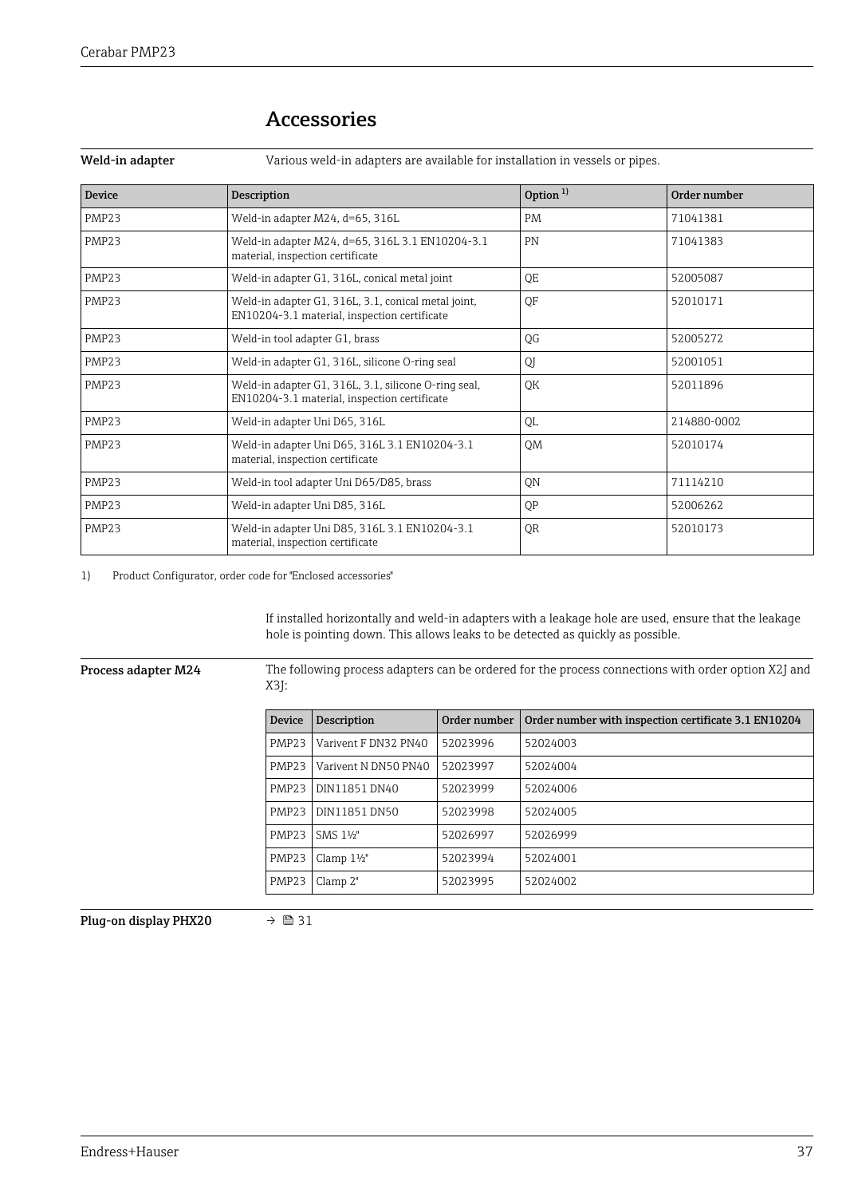# Accessories

**Weld-in adapter**

Various weld-in adapters are available for installation in vessels or pipes.

| Device | Description | Option [1] | Order number |
|---|---|---|---|
| PMP23 | Weld-in adapter M24, d=65, 316L | PM | 71041381 |
| PMP23 | Weld-in adapter M24, d=65, 316L 3.1 EN10204-3.1 material, inspection certificate | PN | 71041383 |
| PMP23 | Weld-in adapter G1, 316L, conical metal joint | QE | 52005087 |
| PMP23 | Weld-in adapter G1, 316L, 3.1, conical metal joint, EN10204-3.1 material, inspection certificate | QF | 52010171 |
| PMP23 | Weld-in tool adapter G1, brass | QG | 52005272 |
| PMP23 | Weld-in adapter G1, 316L, silicone O-ring seal | QJ | 52001051 |
| PMP23 | Weld-in adapter G1, 316L, 3.1, silicone O-ring seal, EN10204-3.1 material, inspection certificate | QK | 52011896 |
| PMP23 | Weld-in adapter Uni D65, 316L | QL | 214880-0002 |
| PMP23 | Weld-in adapter Uni D65, 316L 3.1 EN10204-3.1 material, inspection certificate | QM | 52010174 |
| PMP23 | Weld-in tool adapter Uni D65/D85, brass | QN | 71114210 |
| PMP23 | Weld-in adapter Uni D85, 316L | QP | 52006262 |
| PMP23 | Weld-in adapter Uni D85, 316L 3.1 EN10204-3.1 material, inspection certificate | QR | 52010173 |

1) Product Configurator, order code for "Enclosed accessories"

If installed horizontally and weld-in adapters with a leakage hole are used, ensure that the leakage hole is pointing down. This allows leaks to be detected as quickly as possible.

**Process adapter M24**

The following process adapters can be ordered for the process connections with order option X2J and X3J:

| Device | Description | Order number | Order number with inspection certificate 3.1 EN10204 |
|---|---|---|---|
| PMP23 | Varivent F DN32 PN40 | 52023996 | 52024003 |
| PMP23 | Varivent N DN50 PN40 | 52023997 | 52024004 |
| PMP23 | DIN11851 DN40 | 52023999 | 52024006 |
| PMP23 | DIN11851 DN50 | 52023998 | 52024005 |
| PMP23 | SMS 1½" | 52026997 | 52026999 |
| PMP23 | Clamp 1½" | 52023994 | 52024001 |
| PMP23 | Clamp 2" | 52023995 | 52024002 |

**Plug-on display PHX20**

→ 31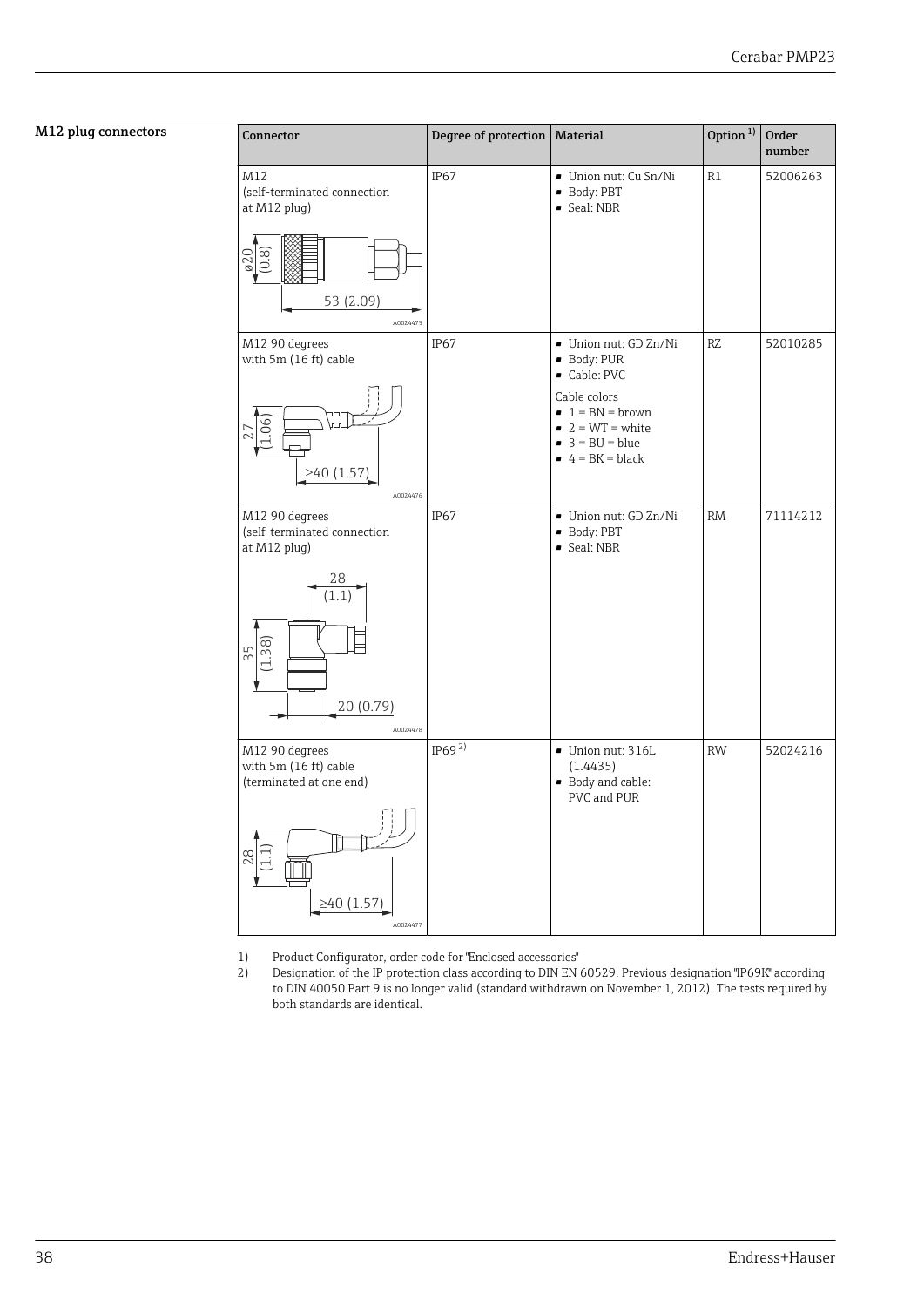## M12 plug connectors

| Connector | Degree of protection | Material | Option [1] | Order number |
| --- | --- | --- | --- | --- |
| M12 (self-terminated connection at M12 plug) ø20 (0.8) 53 (2.09) A0024475 | IP67 | ▪ Union nut: Cu Sn/Ni<br>▪ Body: PBT<br>▪ Seal: NBR | R1 | 52006263 |
| M12 90 degrees with 5m (16 ft) cable 27 (1.06) ≥40 (1.57) A0024476 | IP67 | ▪ Union nut: GD Zn/Ni<br>▪ Body: PUR<br>▪ Cable: PVC<br>Cable colors<br>▪ 1 = BN = brown<br>▪ 2 = WT = white<br>▪ 3 = BU = blue<br>▪ 4 = BK = black | RZ | 52010285 |
| M12 90 degrees (self-terminated connection at M12 plug) 28 (1.1) 35 (1.38) 20 (0.79) A0024478 | IP67 | ▪ Union nut: GD Zn/Ni<br>▪ Body: PBT<br>▪ Seal: NBR | RM | 71114212 |
| M12 90 degrees with 5m (16 ft) cable (terminated at one end) 28 (1.1) ≥40 (1.57) A0024477 | IP69 [2] | ▪ Union nut: 316L (1.4435)<br>▪ Body and cable: PVC and PUR | RW | 52024216 |

1) Product Configurator, order code for "Enclosed accessories"
2) Designation of the IP protection class according to DIN EN 60529. Previous designation "IP69K" according to DIN 40050 Part 9 is no longer valid (standard withdrawn on November 1, 2012). The tests required by both standards are identical.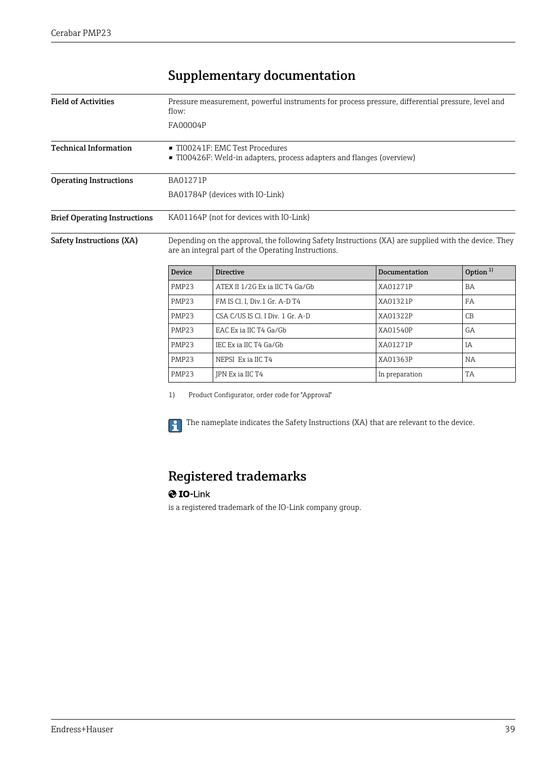# Supplementary documentation

**Field of Activities**

Pressure measurement, powerful instruments for process pressure, differential pressure, level and flow:

FA00004P

**Technical Information**

- TI00241F: EMC Test Procedures
- TI00426F: Weld-in adapters, process adapters and flanges (overview)

**Operating Instructions**

BA01271P

BA01784P (devices with IO-Link)

**Brief Operating Instructions**

KA01164P (not for devices with IO-Link)

**Safety Instructions (XA)**

Depending on the approval, the following Safety Instructions (XA) are supplied with the device. They are an integral part of the Operating Instructions.

| Device | Directive | Documentation | Option [1] |
|---|---|---|---|
| PMP23 | ATEX II 1/2G Ex ia IIC T4 Ga/Gb | XA01271P | BA |
| PMP23 | FM IS Cl. I, Div.1 Gr. A-D T4 | XA01321P | FA |
| PMP23 | CSA C/US IS Cl. I Div. 1 Gr. A-D | XA01322P | CB |
| PMP23 | EAC Ex ia IIC T4 Ga/Gb | XA01540P | GA |
| PMP23 | IEC Ex ia IIC T4 Ga/Gb | XA01271P | IA |
| PMP23 | NEPSI Ex ia IIC T4 | XA01363P | NA |
| PMP23 | JPN Ex ia IIC T4 | In preparation | TA |

1) Product Configurator, order code for "Approval"

The nameplate indicates the Safety Instructions (XA) that are relevant to the device.

# Registered trademarks

**IO-Link**

is a registered trademark of the IO-Link company group.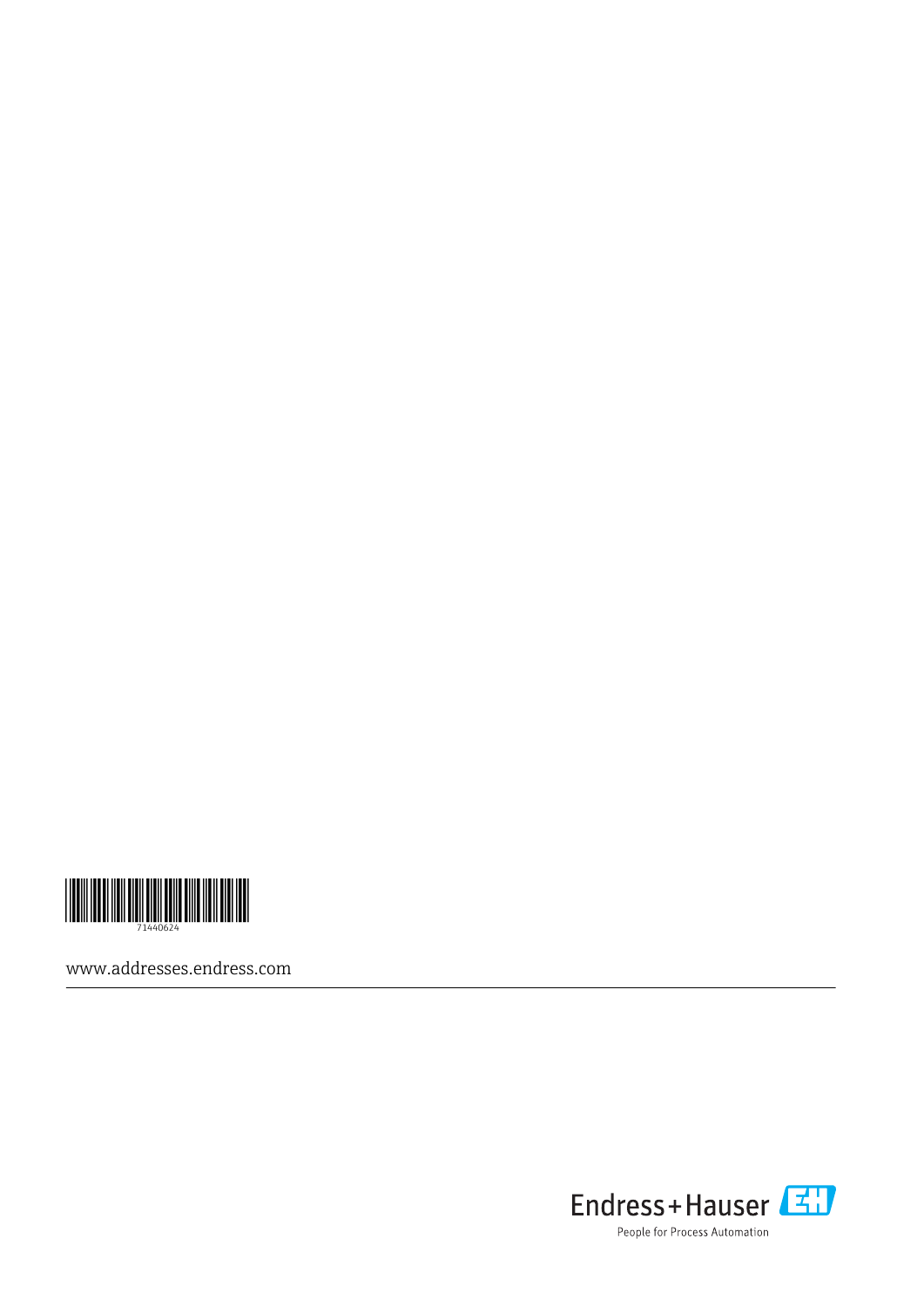71440624

www.addresses.endress.com

Endress+Hauser

People for Process Automation